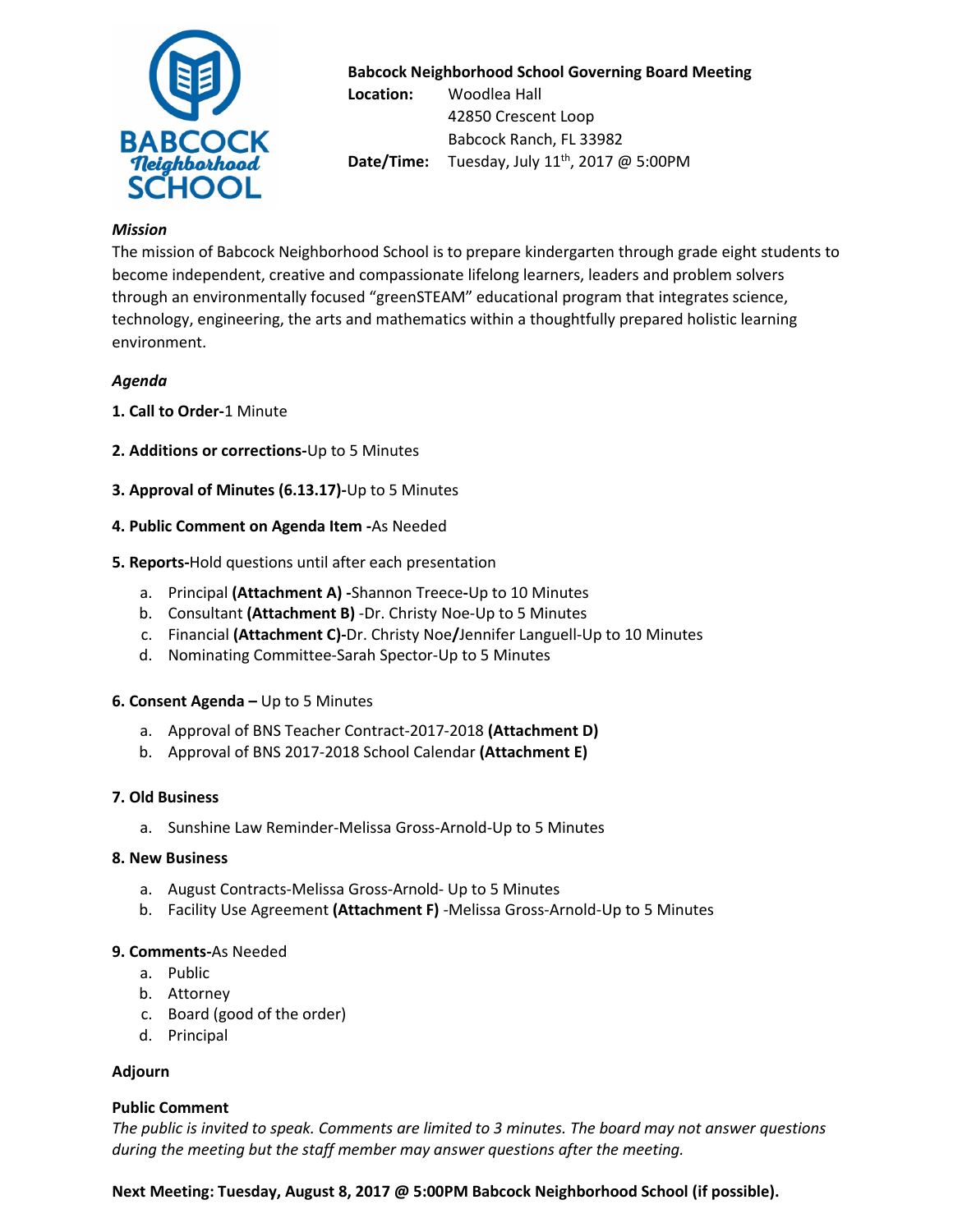**Babcock Neighborhood School Governing Board Meeting**

**Location:** Woodlea Hall
42850 Crescent Loop
Babcock Ranch, FL 33982

**Date/Time:** Tuesday, July 11th, 2017 @ 5:00PM

***Mission***

The mission of Babcock Neighborhood School is to prepare kindergarten through grade eight students to become independent, creative and compassionate lifelong learners, leaders and problem solvers through an environmentally focused "greenSTEAM" educational program that integrates science, technology, engineering, the arts and mathematics within a thoughtfully prepared holistic learning environment.

***Agenda***

**1. Call to Order-**1 Minute

**2. Additions or corrections-**Up to 5 Minutes

**3. Approval of Minutes (6.13.17)-**Up to 5 Minutes

**4. Public Comment on Agenda Item -**As Needed

**5. Reports-**Hold questions until after each presentation

a. Principal **(Attachment A) -**Shannon Treece**-**Up to 10 Minutes
b. Consultant **(Attachment B)** -Dr. Christy Noe-Up to 5 Minutes
c. Financial **(Attachment C)-**Dr. Christy Noe**/**Jennifer Languell-Up to 10 Minutes
d. Nominating Committee-Sarah Spector-Up to 5 Minutes

**6. Consent Agenda –** Up to 5 Minutes

a. Approval of BNS Teacher Contract-2017-2018 **(Attachment D)**
b. Approval of BNS 2017-2018 School Calendar **(Attachment E)**

**7. Old Business**

a. Sunshine Law Reminder-Melissa Gross-Arnold-Up to 5 Minutes

**8. New Business**

a. August Contracts-Melissa Gross-Arnold- Up to 5 Minutes
b. Facility Use Agreement **(Attachment F)** -Melissa Gross-Arnold-Up to 5 Minutes

**9. Comments-**As Needed

a. Public
b. Attorney
c. Board (good of the order)
d. Principal

**Adjourn**

**Public Comment**

*The public is invited to speak. Comments are limited to 3 minutes. The board may not answer questions during the meeting but the staff member may answer questions after the meeting.*

**Next Meeting: Tuesday, August 8, 2017 @ 5:00PM Babcock Neighborhood School (if possible).**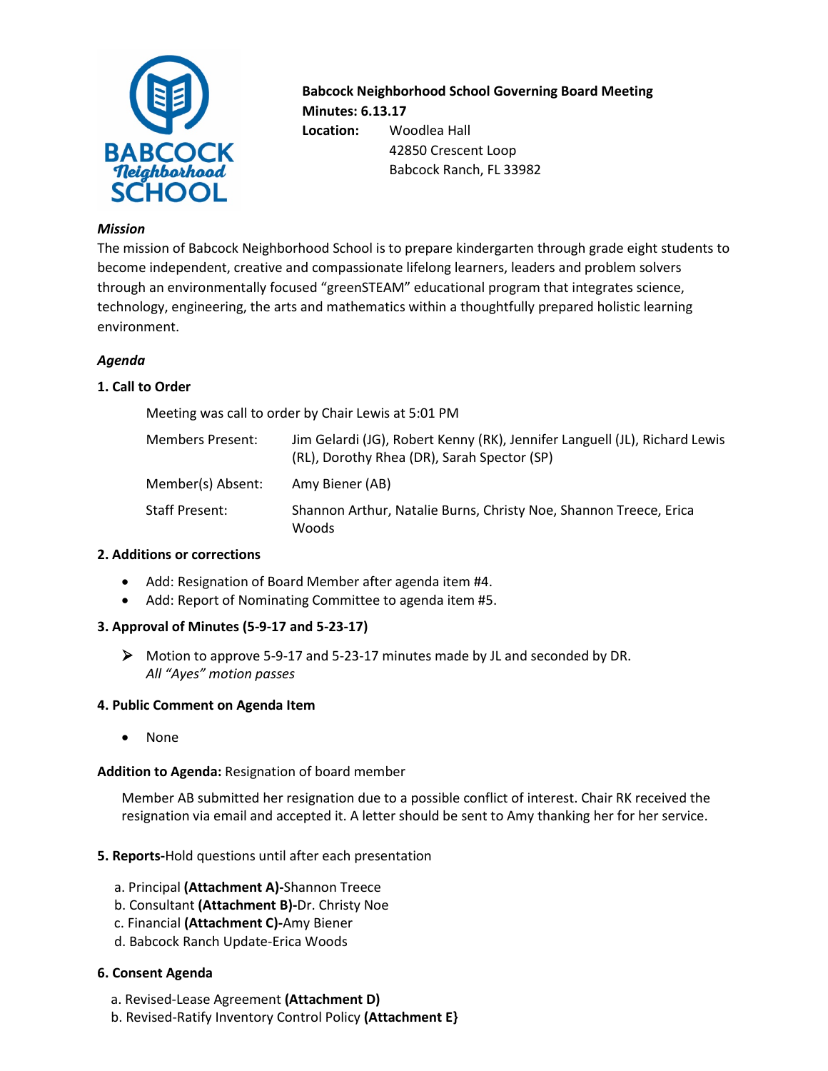**Babcock Neighborhood School Governing Board Meeting**
**Minutes: 6.13.17**
**Location:** Woodlea Hall
42850 Crescent Loop
Babcock Ranch, FL 33982

***Mission***

The mission of Babcock Neighborhood School is to prepare kindergarten through grade eight students to become independent, creative and compassionate lifelong learners, leaders and problem solvers through an environmentally focused "greenSTEAM" educational program that integrates science, technology, engineering, the arts and mathematics within a thoughtfully prepared holistic learning environment.

***Agenda***

**1. Call to Order**

Meeting was call to order by Chair Lewis at 5:01 PM

| | |
|---|---|
| Members Present: | Jim Gelardi (JG), Robert Kenny (RK), Jennifer Languell (JL), Richard Lewis (RL), Dorothy Rhea (DR), Sarah Spector (SP) |
| Member(s) Absent: | Amy Biener (AB) |
| Staff Present: | Shannon Arthur, Natalie Burns, Christy Noe, Shannon Treece, Erica Woods |

**2. Additions or corrections**

- Add: Resignation of Board Member after agenda item #4.
- Add: Report of Nominating Committee to agenda item #5.

**3. Approval of Minutes (5-9-17 and 5-23-17)**

- Motion to approve 5-9-17 and 5-23-17 minutes made by JL and seconded by DR.
  *All "Ayes" motion passes*

**4. Public Comment on Agenda Item**

- None

**Addition to Agenda:** Resignation of board member

Member AB submitted her resignation due to a possible conflict of interest. Chair RK received the resignation via email and accepted it. A letter should be sent to Amy thanking her for her service.

**5. Reports-**Hold questions until after each presentation

a. Principal **(Attachment A)-**Shannon Treece
b. Consultant **(Attachment B)-**Dr. Christy Noe
c. Financial **(Attachment C)-**Amy Biener
d. Babcock Ranch Update-Erica Woods

**6. Consent Agenda**

a. Revised-Lease Agreement **(Attachment D)**
b. Revised-Ratify Inventory Control Policy **(Attachment E}**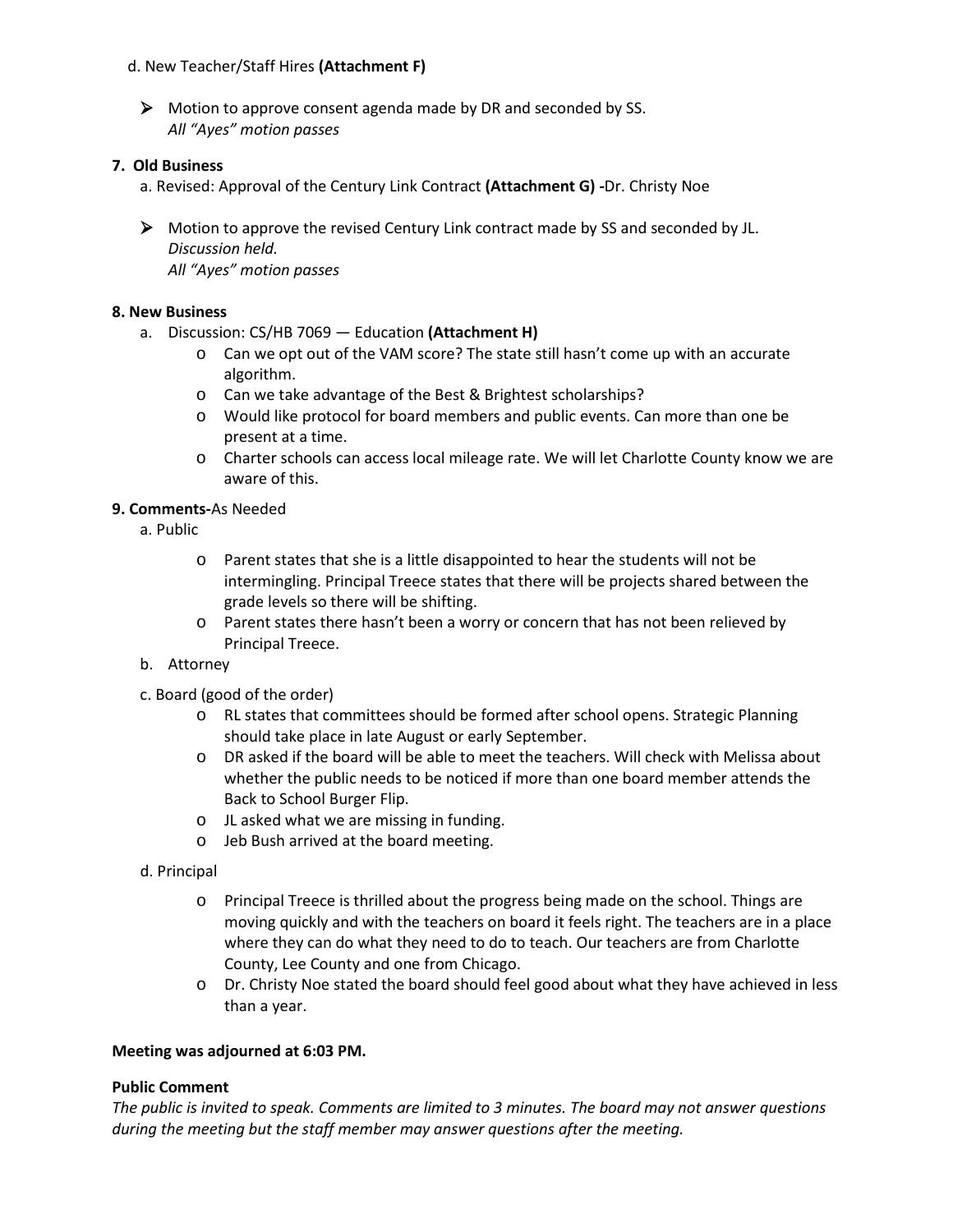d. New Teacher/Staff Hires **(Attachment F)**

- Motion to approve consent agenda made by DR and seconded by SS.
  *All "Ayes" motion passes*

**7. Old Business**

a. Revised: Approval of the Century Link Contract **(Attachment G) -**Dr. Christy Noe

- Motion to approve the revised Century Link contract made by SS and seconded by JL.
  *Discussion held.*
  *All "Ayes" motion passes*

**8. New Business**

a. Discussion: CS/HB 7069 — Education **(Attachment H)**
   - Can we opt out of the VAM score? The state still hasn't come up with an accurate algorithm.
   - Can we take advantage of the Best & Brightest scholarships?
   - Would like protocol for board members and public events. Can more than one be present at a time.
   - Charter schools can access local mileage rate. We will let Charlotte County know we are aware of this.

**9. Comments-**As Needed

a. Public
   - Parent states that she is a little disappointed to hear the students will not be intermingling. Principal Treece states that there will be projects shared between the grade levels so there will be shifting.
   - Parent states there hasn't been a worry or concern that has not been relieved by Principal Treece.

b. Attorney

c. Board (good of the order)
   - RL states that committees should be formed after school opens. Strategic Planning should take place in late August or early September.
   - DR asked if the board will be able to meet the teachers. Will check with Melissa about whether the public needs to be noticed if more than one board member attends the Back to School Burger Flip.
   - JL asked what we are missing in funding.
   - Jeb Bush arrived at the board meeting.

d. Principal
   - Principal Treece is thrilled about the progress being made on the school. Things are moving quickly and with the teachers on board it feels right. The teachers are in a place where they can do what they need to do to teach. Our teachers are from Charlotte County, Lee County and one from Chicago.
   - Dr. Christy Noe stated the board should feel good about what they have achieved in less than a year.

**Meeting was adjourned at 6:03 PM.**

**Public Comment**

*The public is invited to speak. Comments are limited to 3 minutes. The board may not answer questions during the meeting but the staff member may answer questions after the meeting.*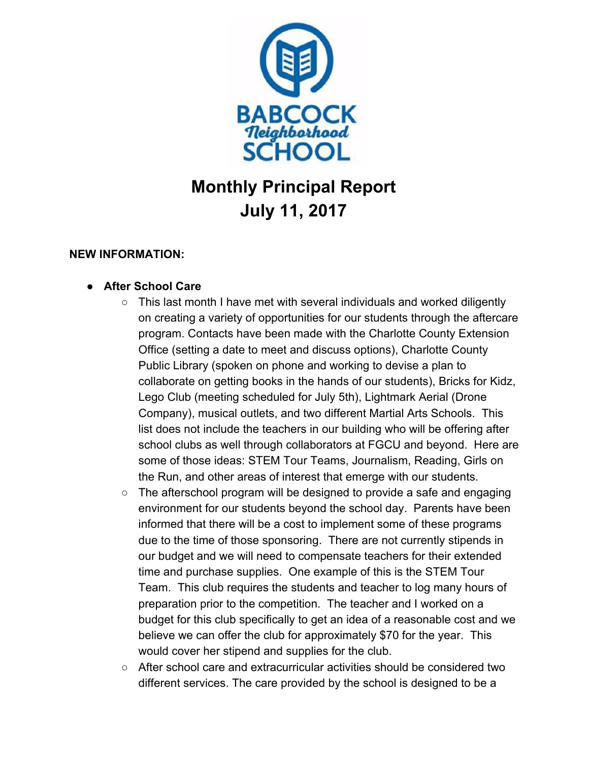# Monthly Principal Report
# July 11, 2017

**NEW INFORMATION:**

- **After School Care**
  - This last month I have met with several individuals and worked diligently on creating a variety of opportunities for our students through the aftercare program. Contacts have been made with the Charlotte County Extension Office (setting a date to meet and discuss options), Charlotte County Public Library (spoken on phone and working to devise a plan to collaborate on getting books in the hands of our students), Bricks for Kidz, Lego Club (meeting scheduled for July 5th), Lightmark Aerial (Drone Company), musical outlets, and two different Martial Arts Schools. This list does not include the teachers in our building who will be offering after school clubs as well through collaborators at FGCU and beyond. Here are some of those ideas: STEM Tour Teams, Journalism, Reading, Girls on the Run, and other areas of interest that emerge with our students.
  - The afterschool program will be designed to provide a safe and engaging environment for our students beyond the school day. Parents have been informed that there will be a cost to implement some of these programs due to the time of those sponsoring. There are not currently stipends in our budget and we will need to compensate teachers for their extended time and purchase supplies. One example of this is the STEM Tour Team. This club requires the students and teacher to log many hours of preparation prior to the competition. The teacher and I worked on a budget for this club specifically to get an idea of a reasonable cost and we believe we can offer the club for approximately $70 for the year. This would cover her stipend and supplies for the club.
  - After school care and extracurricular activities should be considered two different services. The care provided by the school is designed to be a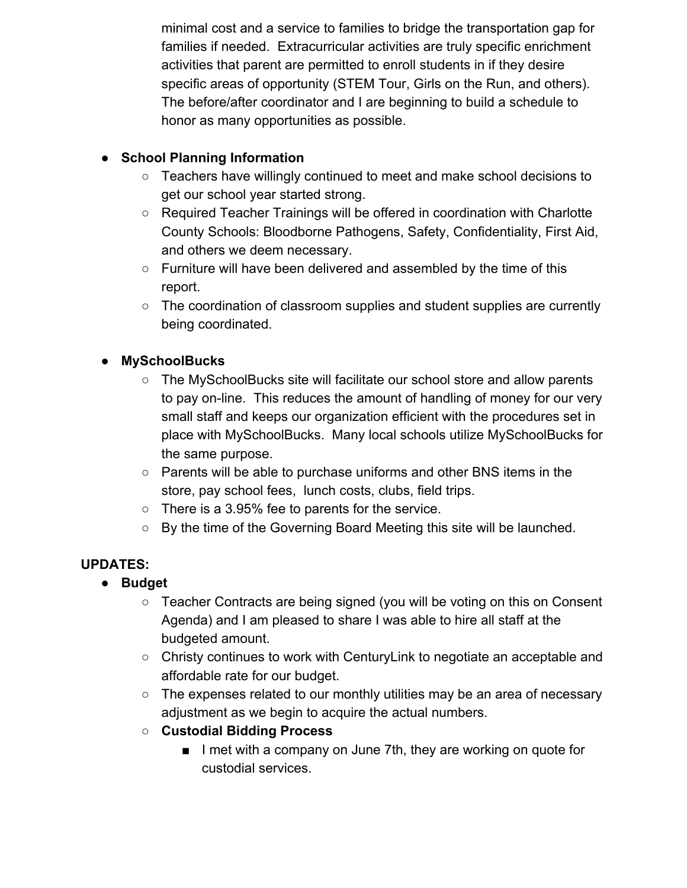minimal cost and a service to families to bridge the transportation gap for families if needed. Extracurricular activities are truly specific enrichment activities that parent are permitted to enroll students in if they desire specific areas of opportunity (STEM Tour, Girls on the Run, and others). The before/after coordinator and I are beginning to build a schedule to honor as many opportunities as possible.

- **School Planning Information**
  - Teachers have willingly continued to meet and make school decisions to get our school year started strong.
  - Required Teacher Trainings will be offered in coordination with Charlotte County Schools: Bloodborne Pathogens, Safety, Confidentiality, First Aid, and others we deem necessary.
  - Furniture will have been delivered and assembled by the time of this report.
  - The coordination of classroom supplies and student supplies are currently being coordinated.

- **MySchoolBucks**
  - The MySchoolBucks site will facilitate our school store and allow parents to pay on-line. This reduces the amount of handling of money for our very small staff and keeps our organization efficient with the procedures set in place with MySchoolBucks. Many local schools utilize MySchoolBucks for the same purpose.
  - Parents will be able to purchase uniforms and other BNS items in the store, pay school fees, lunch costs, clubs, field trips.
  - There is a 3.95% fee to parents for the service.
  - By the time of the Governing Board Meeting this site will be launched.

**UPDATES:**

- **Budget**
  - Teacher Contracts are being signed (you will be voting on this on Consent Agenda) and I am pleased to share I was able to hire all staff at the budgeted amount.
  - Christy continues to work with CenturyLink to negotiate an acceptable and affordable rate for our budget.
  - The expenses related to our monthly utilities may be an area of necessary adjustment as we begin to acquire the actual numbers.
  - **Custodial Bidding Process**
    - I met with a company on June 7th, they are working on quote for custodial services.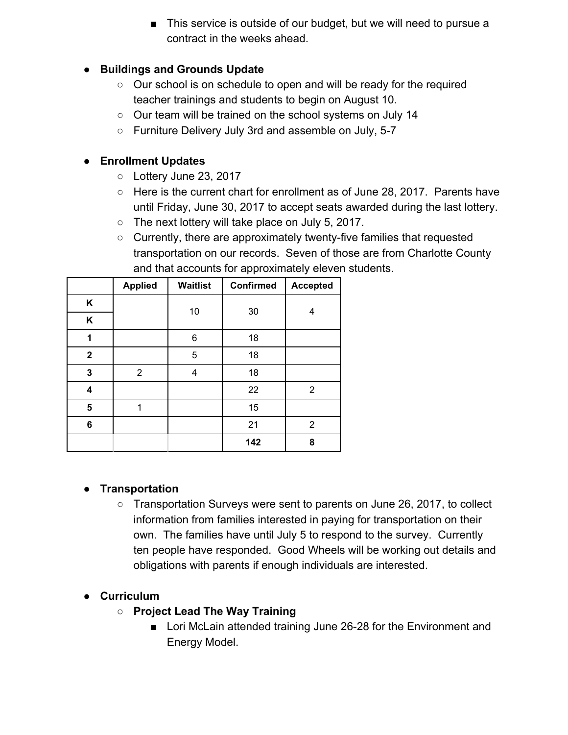- This service is outside of our budget, but we will need to pursue a contract in the weeks ahead.

- **Buildings and Grounds Update**
  - Our school is on schedule to open and will be ready for the required teacher trainings and students to begin on August 10.
  - Our team will be trained on the school systems on July 14
  - Furniture Delivery July 3rd and assemble on July, 5-7

- **Enrollment Updates**
  - Lottery June 23, 2017
  - Here is the current chart for enrollment as of June 28, 2017. Parents have until Friday, June 30, 2017 to accept seats awarded during the last lottery.
  - The next lottery will take place on July 5, 2017.
  - Currently, there are approximately twenty-five families that requested transportation on our records. Seven of those are from Charlotte County and that accounts for approximately eleven students.

| | Applied | Waitlist | Confirmed | Accepted |
|---|---|---|---|---|
| K | | 10 | 30 | 4 |
| K | | | | |
| 1 | | 6 | 18 | |
| 2 | | 5 | 18 | |
| 3 | 2 | 4 | 18 | |
| 4 | | | 22 | 2 |
| 5 | 1 | | 15 | |
| 6 | | | 21 | 2 |
| | | | **142** | **8** |

- **Transportation**
  - Transportation Surveys were sent to parents on June 26, 2017, to collect information from families interested in paying for transportation on their own. The families have until July 5 to respond to the survey. Currently ten people have responded. Good Wheels will be working out details and obligations with parents if enough individuals are interested.

- **Curriculum**
  - **Project Lead The Way Training**
    - Lori McLain attended training June 26-28 for the Environment and Energy Model.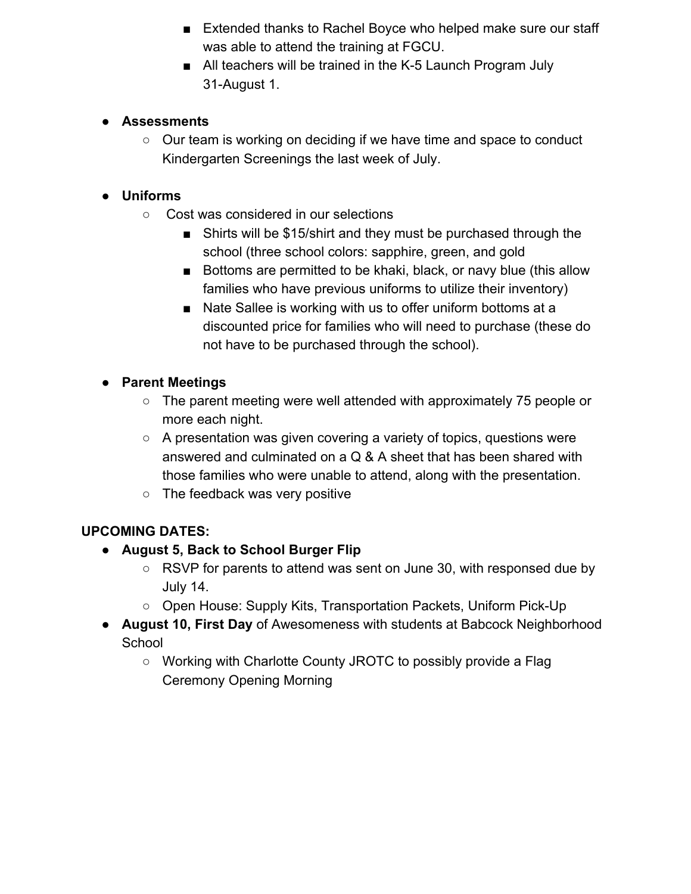- Extended thanks to Rachel Boyce who helped make sure our staff was able to attend the training at FGCU.
        - All teachers will be trained in the K-5 Launch Program July 31-August 1.

- **Assessments**
    - Our team is working on deciding if we have time and space to conduct Kindergarten Screenings the last week of July.

- **Uniforms**
    - Cost was considered in our selections
        - Shirts will be $15/shirt and they must be purchased through the school (three school colors: sapphire, green, and gold
        - Bottoms are permitted to be khaki, black, or navy blue (this allow families who have previous uniforms to utilize their inventory)
        - Nate Sallee is working with us to offer uniform bottoms at a discounted price for families who will need to purchase (these do not have to be purchased through the school).

- **Parent Meetings**
    - The parent meeting were well attended with approximately 75 people or more each night.
    - A presentation was given covering a variety of topics, questions were answered and culminated on a Q & A sheet that has been shared with those families who were unable to attend, along with the presentation.
    - The feedback was very positive

**UPCOMING DATES:**

- **August 5, Back to School Burger Flip**
    - RSVP for parents to attend was sent on June 30, with responsed due by July 14.
    - Open House: Supply Kits, Transportation Packets, Uniform Pick-Up
- **August 10, First Day** of Awesomeness with students at Babcock Neighborhood School
    - Working with Charlotte County JROTC to possibly provide a Flag Ceremony Opening Morning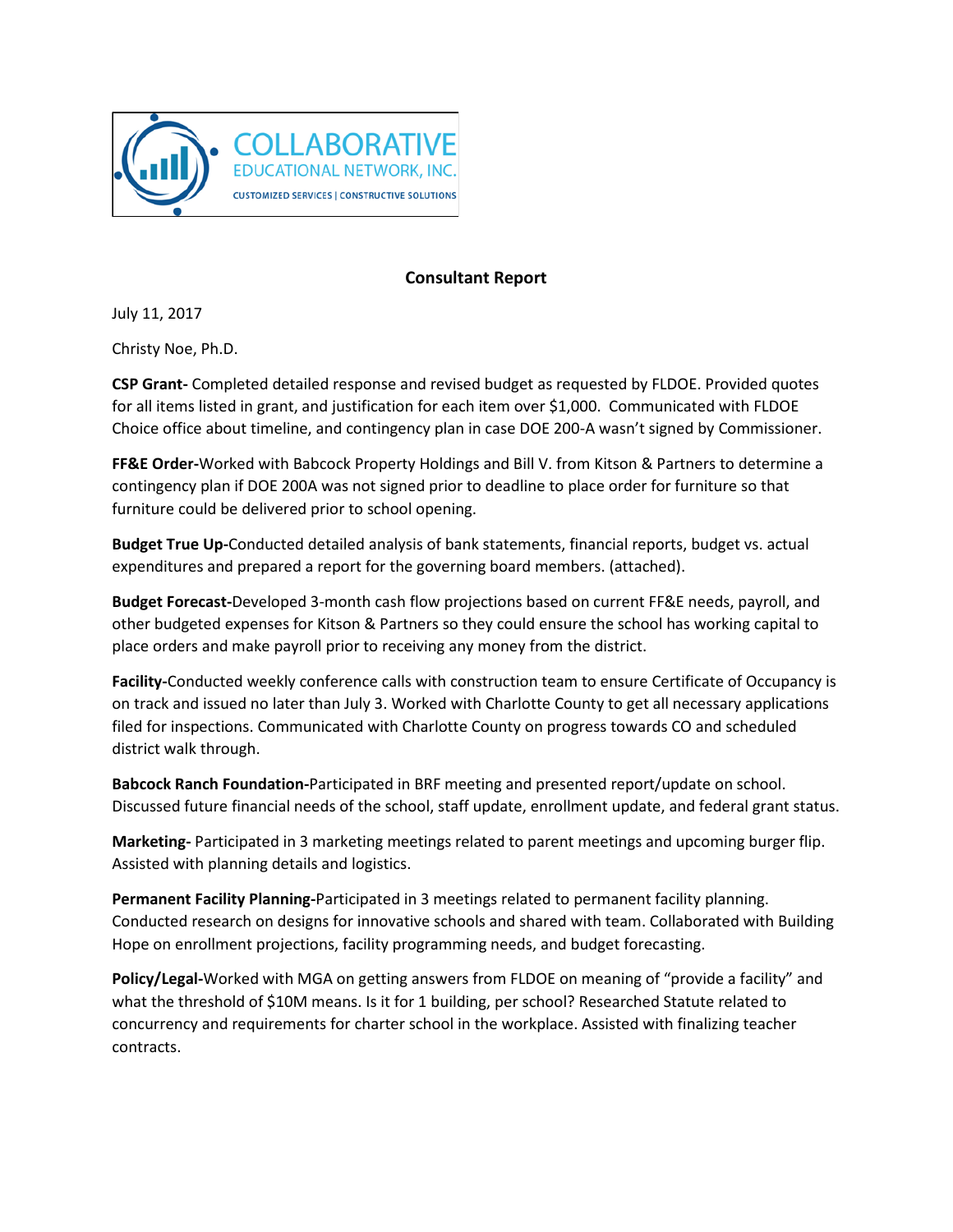COLLABORATIVE EDUCATIONAL NETWORK, INC.
CUSTOMIZED SERVICES | CONSTRUCTIVE SOLUTIONS

## Consultant Report

July 11, 2017

Christy Noe, Ph.D.

**CSP Grant-** Completed detailed response and revised budget as requested by FLDOE. Provided quotes for all items listed in grant, and justification for each item over $1,000. Communicated with FLDOE Choice office about timeline, and contingency plan in case DOE 200-A wasn't signed by Commissioner.

**FF&E Order-**Worked with Babcock Property Holdings and Bill V. from Kitson & Partners to determine a contingency plan if DOE 200A was not signed prior to deadline to place order for furniture so that furniture could be delivered prior to school opening.

**Budget True Up-**Conducted detailed analysis of bank statements, financial reports, budget vs. actual expenditures and prepared a report for the governing board members. (attached).

**Budget Forecast-**Developed 3-month cash flow projections based on current FF&E needs, payroll, and other budgeted expenses for Kitson & Partners so they could ensure the school has working capital to place orders and make payroll prior to receiving any money from the district.

**Facility-**Conducted weekly conference calls with construction team to ensure Certificate of Occupancy is on track and issued no later than July 3. Worked with Charlotte County to get all necessary applications filed for inspections. Communicated with Charlotte County on progress towards CO and scheduled district walk through.

**Babcock Ranch Foundation-**Participated in BRF meeting and presented report/update on school. Discussed future financial needs of the school, staff update, enrollment update, and federal grant status.

**Marketing-** Participated in 3 marketing meetings related to parent meetings and upcoming burger flip. Assisted with planning details and logistics.

**Permanent Facility Planning-**Participated in 3 meetings related to permanent facility planning. Conducted research on designs for innovative schools and shared with team. Collaborated with Building Hope on enrollment projections, facility programming needs, and budget forecasting.

**Policy/Legal-**Worked with MGA on getting answers from FLDOE on meaning of "provide a facility" and what the threshold of $10M means. Is it for 1 building, per school? Researched Statute related to concurrency and requirements for charter school in the workplace. Assisted with finalizing teacher contracts.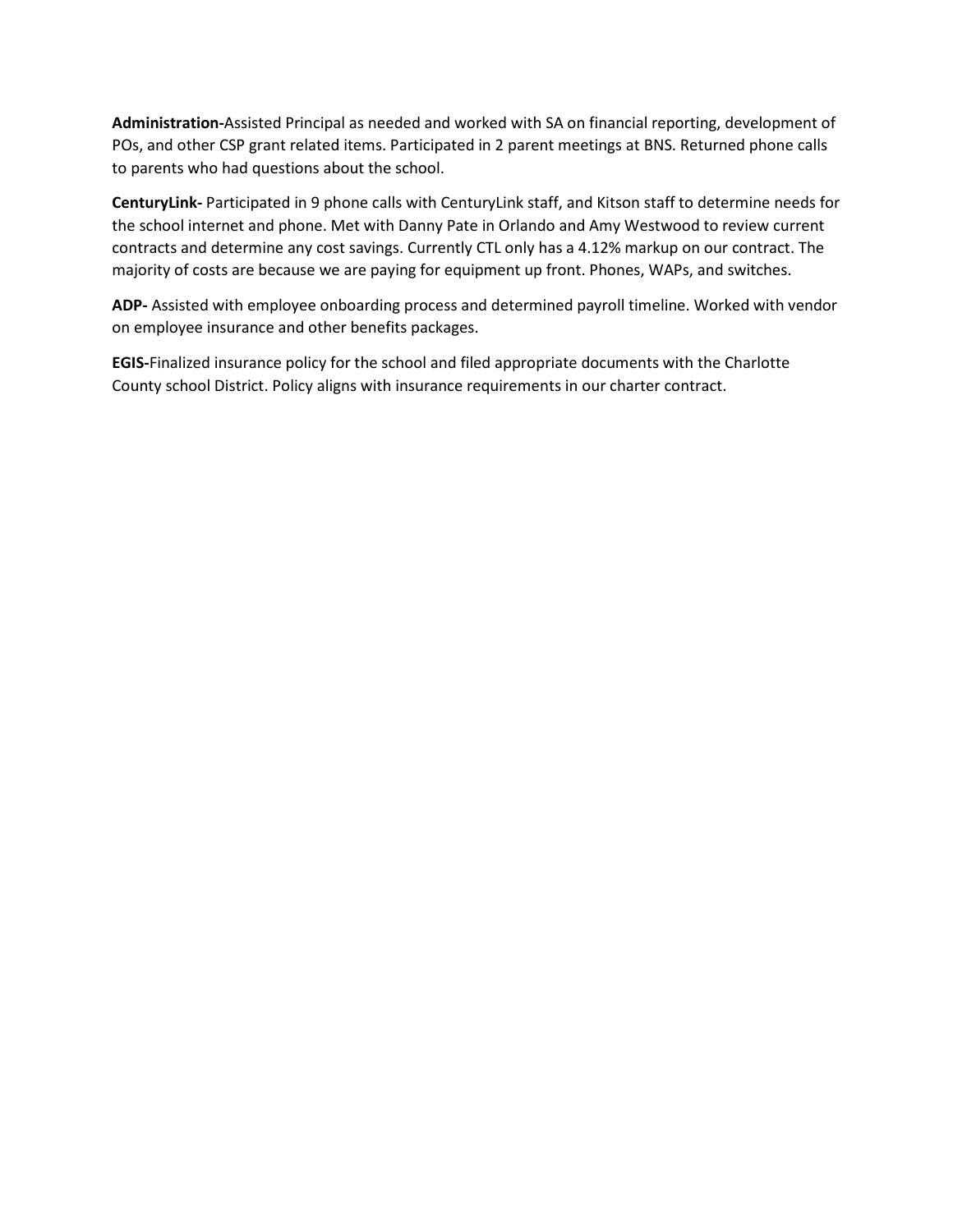**Administration-**Assisted Principal as needed and worked with SA on financial reporting, development of POs, and other CSP grant related items. Participated in 2 parent meetings at BNS. Returned phone calls to parents who had questions about the school.

**CenturyLink-** Participated in 9 phone calls with CenturyLink staff, and Kitson staff to determine needs for the school internet and phone. Met with Danny Pate in Orlando and Amy Westwood to review current contracts and determine any cost savings. Currently CTL only has a 4.12% markup on our contract. The majority of costs are because we are paying for equipment up front. Phones, WAPs, and switches.

**ADP-** Assisted with employee onboarding process and determined payroll timeline. Worked with vendor on employee insurance and other benefits packages.

**EGIS-**Finalized insurance policy for the school and filed appropriate documents with the Charlotte County school District. Policy aligns with insurance requirements in our charter contract.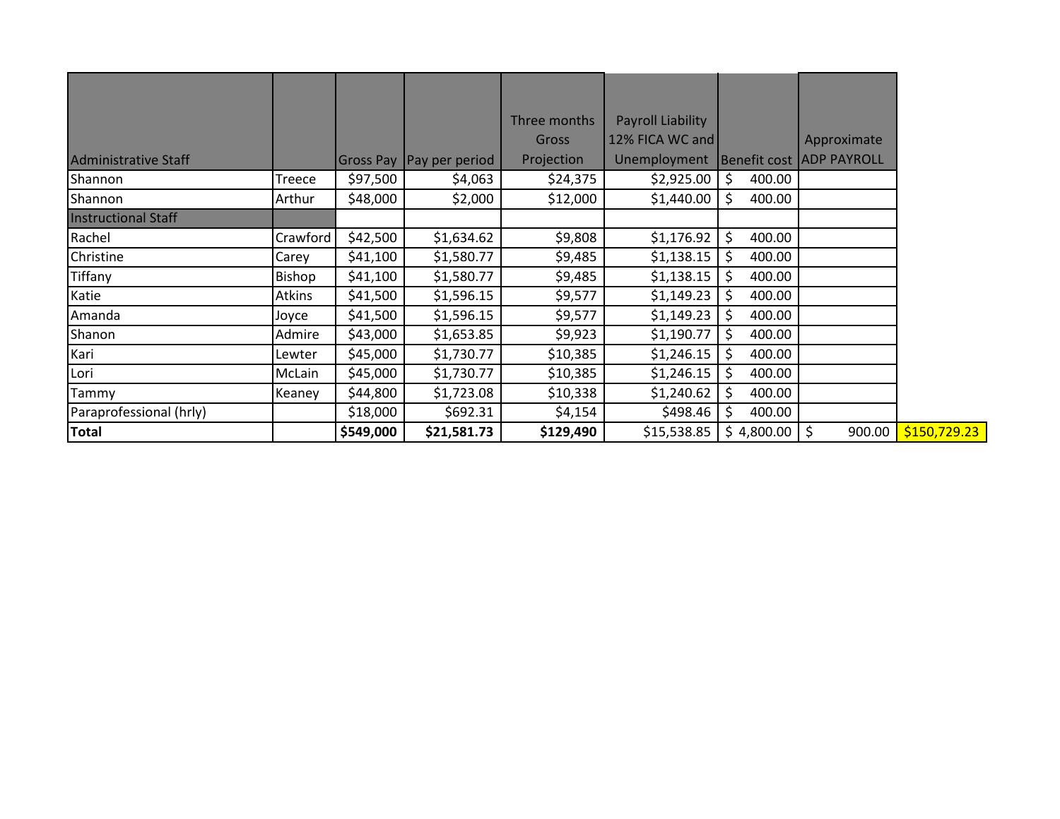| Administrative Staff | | Gross Pay | Pay per period | Three months Gross Projection | Payroll Liability 12% FICA WC and Unemployment | Benefit cost | Approximate ADP PAYROLL | |
|---|---|---|---|---|---|---|---|---|
| Shannon | Treece | $97,500 | $4,063 | $24,375 | $2,925.00 | $ 400.00 | | |
| Shannon | Arthur | $48,000 | $2,000 | $12,000 | $1,440.00 | $ 400.00 | | |
| Instructional Staff | | | | | | | | |
| Rachel | Crawford | $42,500 | $1,634.62 | $9,808 | $1,176.92 | $ 400.00 | | |
| Christine | Carey | $41,100 | $1,580.77 | $9,485 | $1,138.15 | $ 400.00 | | |
| Tiffany | Bishop | $41,100 | $1,580.77 | $9,485 | $1,138.15 | $ 400.00 | | |
| Katie | Atkins | $41,500 | $1,596.15 | $9,577 | $1,149.23 | $ 400.00 | | |
| Amanda | Joyce | $41,500 | $1,596.15 | $9,577 | $1,149.23 | $ 400.00 | | |
| Shanon | Admire | $43,000 | $1,653.85 | $9,923 | $1,190.77 | $ 400.00 | | |
| Kari | Lewter | $45,000 | $1,730.77 | $10,385 | $1,246.15 | $ 400.00 | | |
| Lori | McLain | $45,000 | $1,730.77 | $10,385 | $1,246.15 | $ 400.00 | | |
| Tammy | Keaney | $44,800 | $1,723.08 | $10,338 | $1,240.62 | $ 400.00 | | |
| Paraprofessional (hrly) | | $18,000 | $692.31 | $4,154 | $498.46 | $ 400.00 | | |
| **Total** | | **$549,000** | **$21,581.73** | **$129,490** | $15,538.85 | $ 4,800.00 | $ 900.00 | $150,729.23 |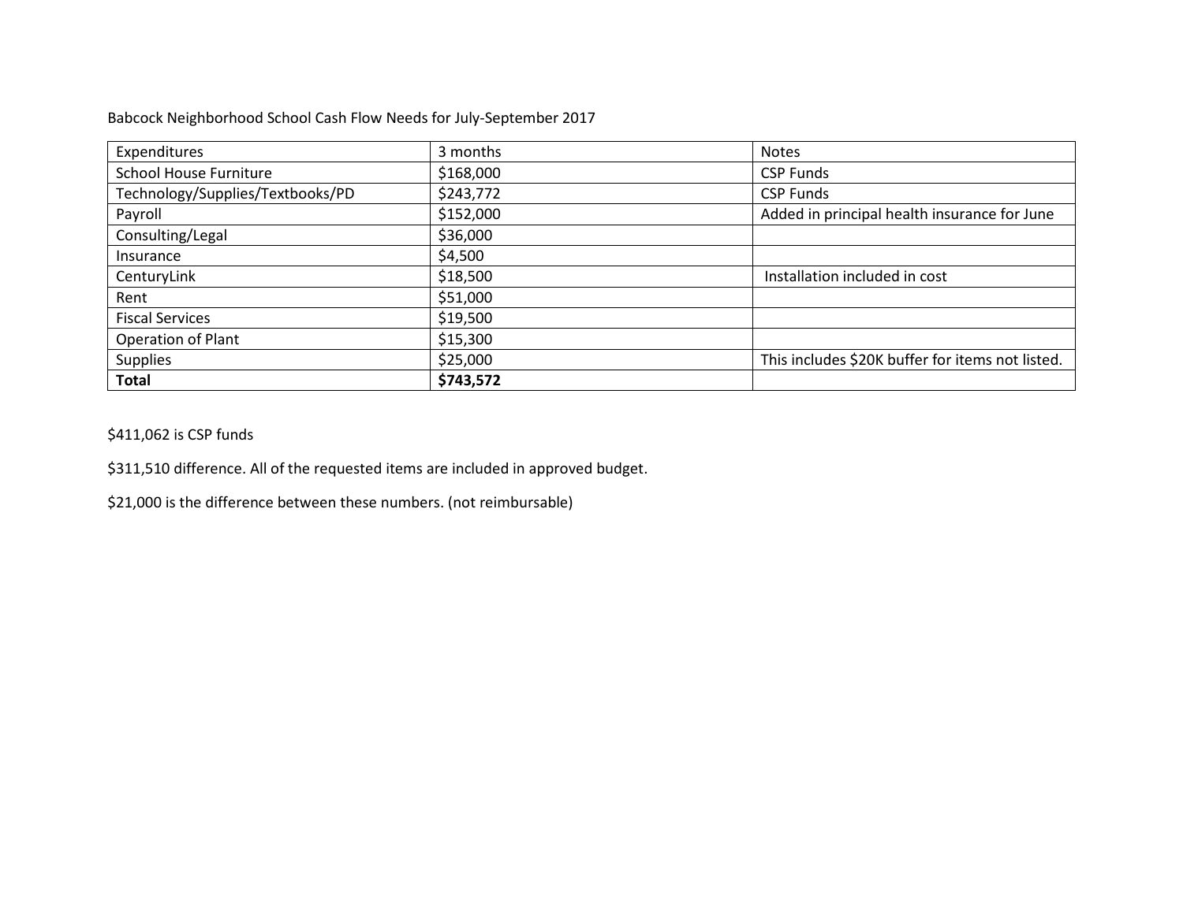Babcock Neighborhood School Cash Flow Needs for July-September 2017

| Expenditures | 3 months | Notes |
|---|---|---|
| School House Furniture | $168,000 | CSP Funds |
| Technology/Supplies/Textbooks/PD | $243,772 | CSP Funds |
| Payroll | $152,000 | Added in principal health insurance for June |
| Consulting/Legal | $36,000 | |
| Insurance | $4,500 | |
| CenturyLink | $18,500 | Installation included in cost |
| Rent | $51,000 | |
| Fiscal Services | $19,500 | |
| Operation of Plant | $15,300 | |
| Supplies | $25,000 | This includes $20K buffer for items not listed. |
| **Total** | **$743,572** | |

$411,062 is CSP funds

$311,510 difference. All of the requested items are included in approved budget.

$21,000 is the difference between these numbers. (not reimbursable)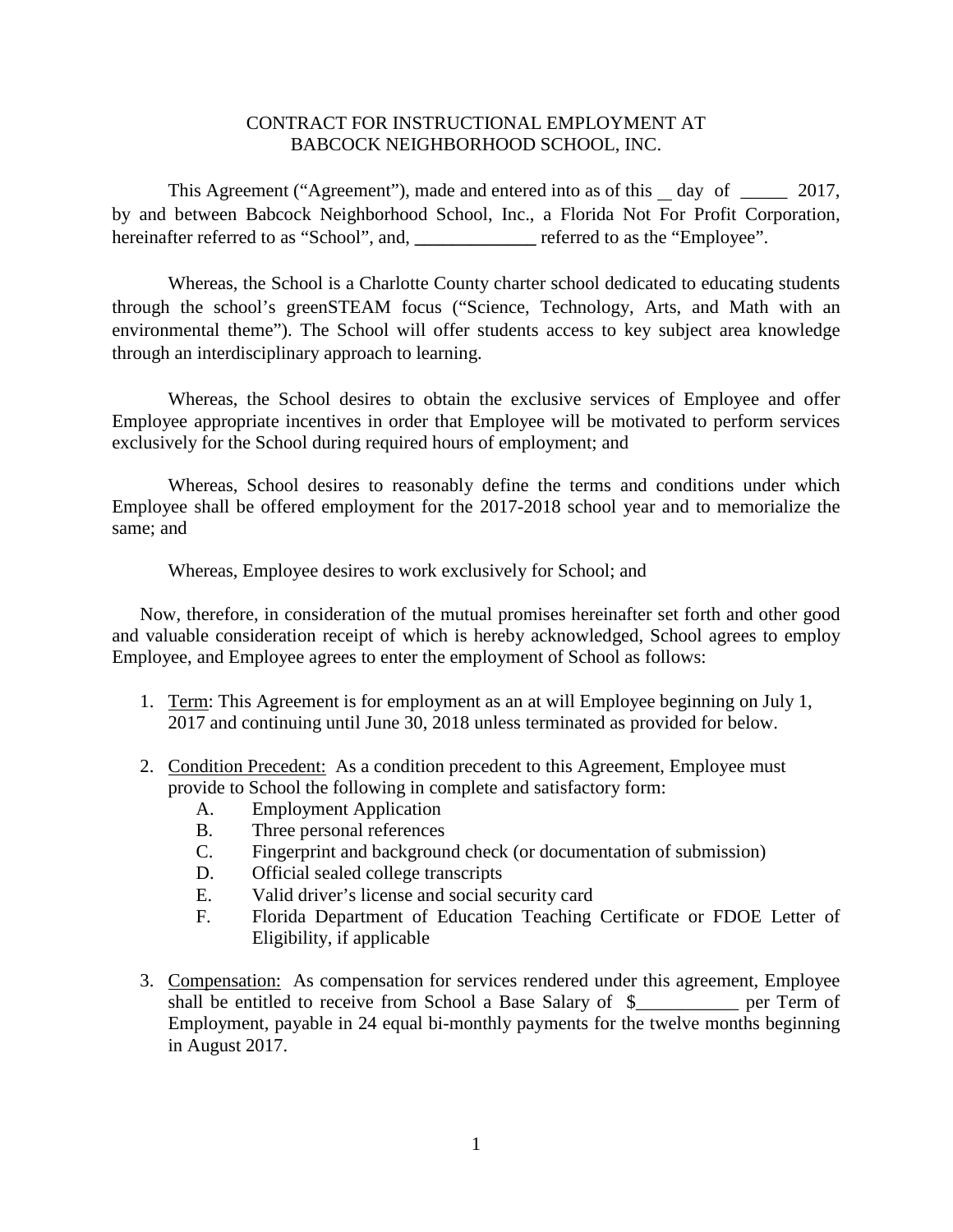CONTRACT FOR INSTRUCTIONAL EMPLOYMENT AT
BABCOCK NEIGHBORHOOD SCHOOL, INC.

This Agreement ("Agreement"), made and entered into as of this __ day of _____ 2017, by and between Babcock Neighborhood School, Inc., a Florida Not For Profit Corporation, hereinafter referred to as "School", and, _____________ referred to as the "Employee".

Whereas, the School is a Charlotte County charter school dedicated to educating students through the school's greenSTEAM focus ("Science, Technology, Arts, and Math with an environmental theme"). The School will offer students access to key subject area knowledge through an interdisciplinary approach to learning.

Whereas, the School desires to obtain the exclusive services of Employee and offer Employee appropriate incentives in order that Employee will be motivated to perform services exclusively for the School during required hours of employment; and

Whereas, School desires to reasonably define the terms and conditions under which Employee shall be offered employment for the 2017-2018 school year and to memorialize the same; and

Whereas, Employee desires to work exclusively for School; and

Now, therefore, in consideration of the mutual promises hereinafter set forth and other good and valuable consideration receipt of which is hereby acknowledged, School agrees to employ Employee, and Employee agrees to enter the employment of School as follows:

1. Term: This Agreement is for employment as an at will Employee beginning on July 1, 2017 and continuing until June 30, 2018 unless terminated as provided for below.

2. Condition Precedent: As a condition precedent to this Agreement, Employee must provide to School the following in complete and satisfactory form:
   - A. Employment Application
   - B. Three personal references
   - C. Fingerprint and background check (or documentation of submission)
   - D. Official sealed college transcripts
   - E. Valid driver's license and social security card
   - F. Florida Department of Education Teaching Certificate or FDOE Letter of Eligibility, if applicable

3. Compensation: As compensation for services rendered under this agreement, Employee shall be entitled to receive from School a Base Salary of $___________ per Term of Employment, payable in 24 equal bi-monthly payments for the twelve months beginning in August 2017.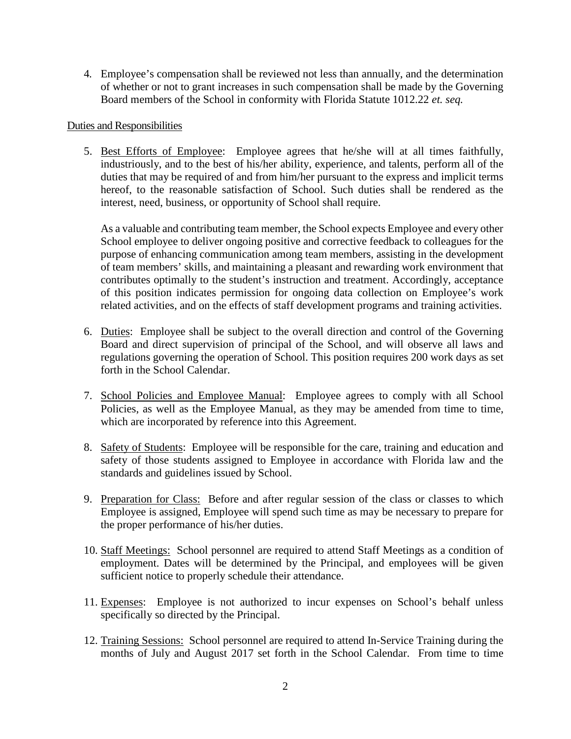4. Employee's compensation shall be reviewed not less than annually, and the determination of whether or not to grant increases in such compensation shall be made by the Governing Board members of the School in conformity with Florida Statute 1012.22 *et. seq.*

Duties and Responsibilities

5. Best Efforts of Employee: Employee agrees that he/she will at all times faithfully, industriously, and to the best of his/her ability, experience, and talents, perform all of the duties that may be required of and from him/her pursuant to the express and implicit terms hereof, to the reasonable satisfaction of School. Such duties shall be rendered as the interest, need, business, or opportunity of School shall require.

   As a valuable and contributing team member, the School expects Employee and every other School employee to deliver ongoing positive and corrective feedback to colleagues for the purpose of enhancing communication among team members, assisting in the development of team members' skills, and maintaining a pleasant and rewarding work environment that contributes optimally to the student's instruction and treatment. Accordingly, acceptance of this position indicates permission for ongoing data collection on Employee's work related activities, and on the effects of staff development programs and training activities.

6. Duties: Employee shall be subject to the overall direction and control of the Governing Board and direct supervision of principal of the School, and will observe all laws and regulations governing the operation of School. This position requires 200 work days as set forth in the School Calendar.

7. School Policies and Employee Manual: Employee agrees to comply with all School Policies, as well as the Employee Manual, as they may be amended from time to time, which are incorporated by reference into this Agreement.

8. Safety of Students: Employee will be responsible for the care, training and education and safety of those students assigned to Employee in accordance with Florida law and the standards and guidelines issued by School.

9. Preparation for Class: Before and after regular session of the class or classes to which Employee is assigned, Employee will spend such time as may be necessary to prepare for the proper performance of his/her duties.

10. Staff Meetings: School personnel are required to attend Staff Meetings as a condition of employment. Dates will be determined by the Principal, and employees will be given sufficient notice to properly schedule their attendance.

11. Expenses: Employee is not authorized to incur expenses on School's behalf unless specifically so directed by the Principal.

12. Training Sessions: School personnel are required to attend In-Service Training during the months of July and August 2017 set forth in the School Calendar. From time to time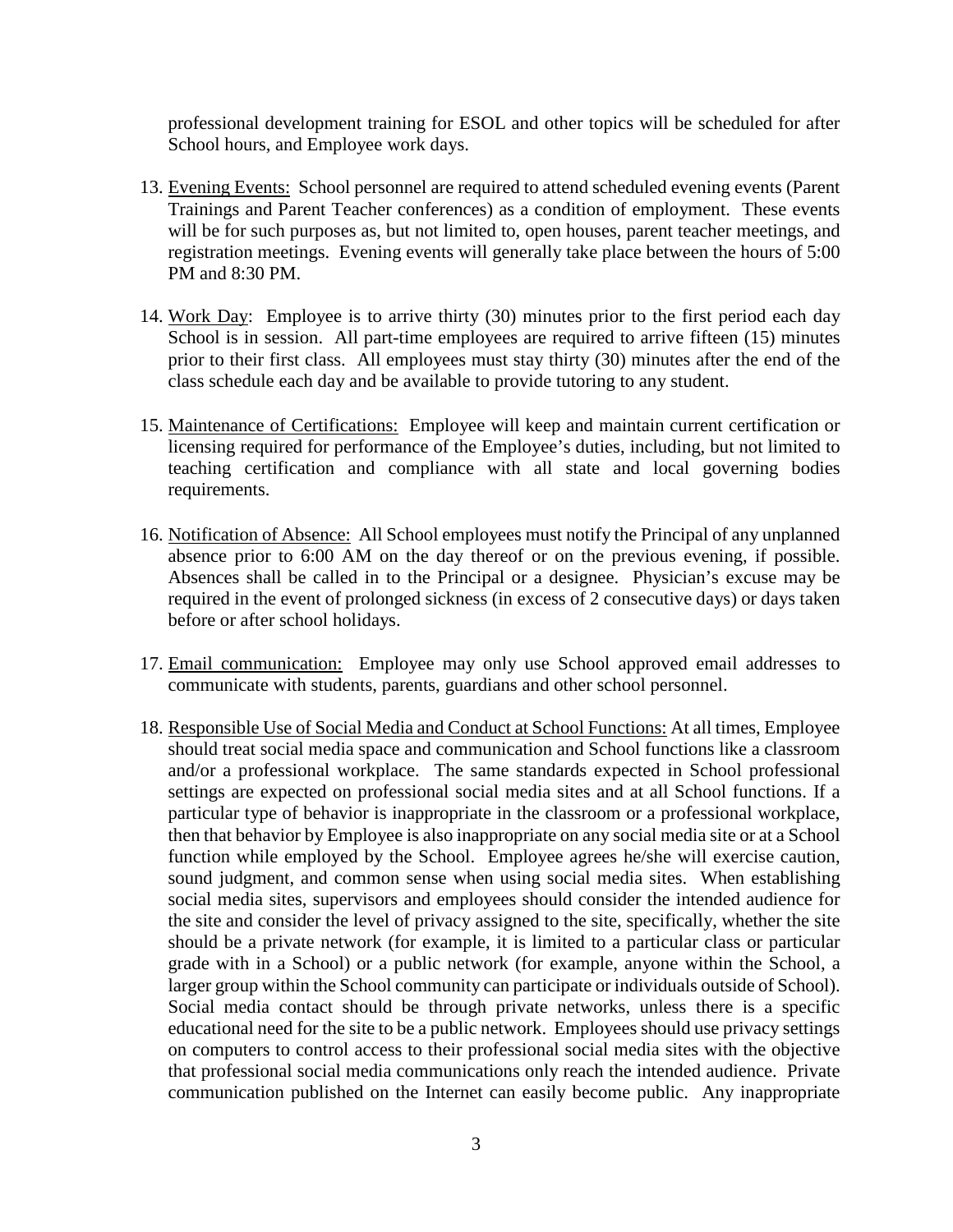professional development training for ESOL and other topics will be scheduled for after School hours, and Employee work days.

13. <u>Evening Events:</u> School personnel are required to attend scheduled evening events (Parent Trainings and Parent Teacher conferences) as a condition of employment. These events will be for such purposes as, but not limited to, open houses, parent teacher meetings, and registration meetings. Evening events will generally take place between the hours of 5:00 PM and 8:30 PM.

14. <u>Work Day</u>: Employee is to arrive thirty (30) minutes prior to the first period each day School is in session. All part-time employees are required to arrive fifteen (15) minutes prior to their first class. All employees must stay thirty (30) minutes after the end of the class schedule each day and be available to provide tutoring to any student.

15. <u>Maintenance of Certifications:</u> Employee will keep and maintain current certification or licensing required for performance of the Employee's duties, including, but not limited to teaching certification and compliance with all state and local governing bodies requirements.

16. <u>Notification of Absence:</u> All School employees must notify the Principal of any unplanned absence prior to 6:00 AM on the day thereof or on the previous evening, if possible. Absences shall be called in to the Principal or a designee. Physician's excuse may be required in the event of prolonged sickness (in excess of 2 consecutive days) or days taken before or after school holidays.

17. <u>Email communication:</u> Employee may only use School approved email addresses to communicate with students, parents, guardians and other school personnel.

18. <u>Responsible Use of Social Media and Conduct at School Functions:</u> At all times, Employee should treat social media space and communication and School functions like a classroom and/or a professional workplace. The same standards expected in School professional settings are expected on professional social media sites and at all School functions. If a particular type of behavior is inappropriate in the classroom or a professional workplace, then that behavior by Employee is also inappropriate on any social media site or at a School function while employed by the School. Employee agrees he/she will exercise caution, sound judgment, and common sense when using social media sites. When establishing social media sites, supervisors and employees should consider the intended audience for the site and consider the level of privacy assigned to the site, specifically, whether the site should be a private network (for example, it is limited to a particular class or particular grade with in a School) or a public network (for example, anyone within the School, a larger group within the School community can participate or individuals outside of School). Social media contact should be through private networks, unless there is a specific educational need for the site to be a public network. Employees should use privacy settings on computers to control access to their professional social media sites with the objective that professional social media communications only reach the intended audience. Private communication published on the Internet can easily become public. Any inappropriate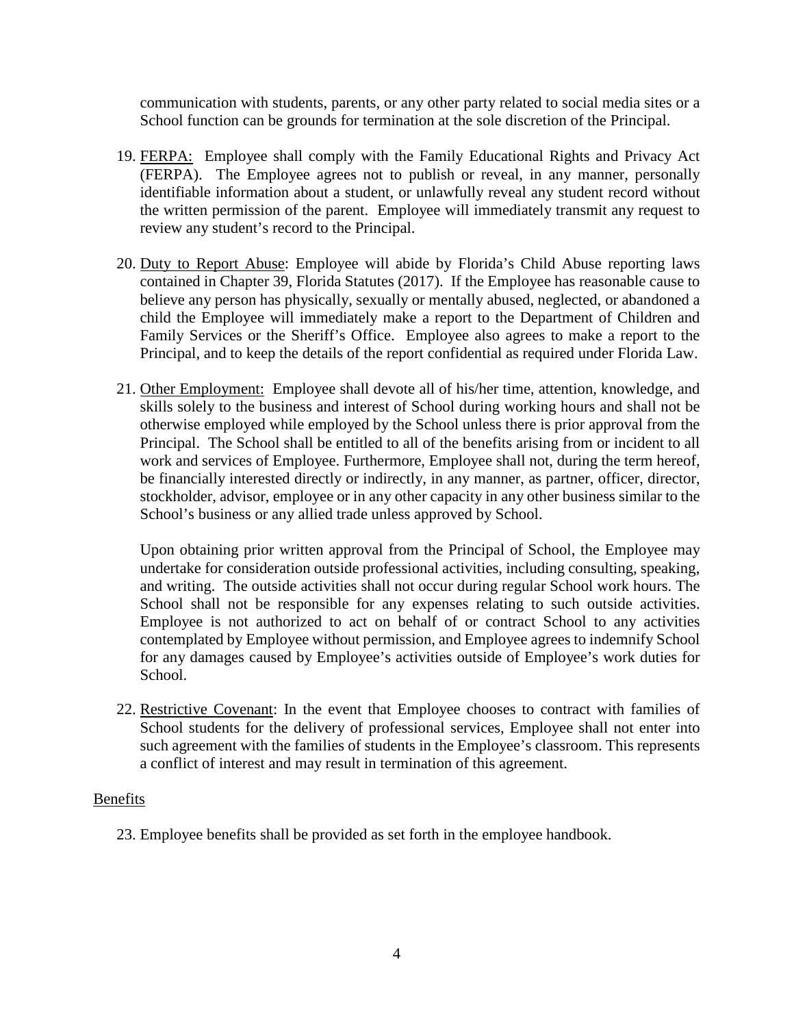communication with students, parents, or any other party related to social media sites or a School function can be grounds for termination at the sole discretion of the Principal.

19. FERPA: Employee shall comply with the Family Educational Rights and Privacy Act (FERPA). The Employee agrees not to publish or reveal, in any manner, personally identifiable information about a student, or unlawfully reveal any student record without the written permission of the parent. Employee will immediately transmit any request to review any student's record to the Principal.

20. Duty to Report Abuse: Employee will abide by Florida's Child Abuse reporting laws contained in Chapter 39, Florida Statutes (2017). If the Employee has reasonable cause to believe any person has physically, sexually or mentally abused, neglected, or abandoned a child the Employee will immediately make a report to the Department of Children and Family Services or the Sheriff's Office. Employee also agrees to make a report to the Principal, and to keep the details of the report confidential as required under Florida Law.

21. Other Employment: Employee shall devote all of his/her time, attention, knowledge, and skills solely to the business and interest of School during working hours and shall not be otherwise employed while employed by the School unless there is prior approval from the Principal. The School shall be entitled to all of the benefits arising from or incident to all work and services of Employee. Furthermore, Employee shall not, during the term hereof, be financially interested directly or indirectly, in any manner, as partner, officer, director, stockholder, advisor, employee or in any other capacity in any other business similar to the School's business or any allied trade unless approved by School.

    Upon obtaining prior written approval from the Principal of School, the Employee may undertake for consideration outside professional activities, including consulting, speaking, and writing. The outside activities shall not occur during regular School work hours. The School shall not be responsible for any expenses relating to such outside activities. Employee is not authorized to act on behalf of or contract School to any activities contemplated by Employee without permission, and Employee agrees to indemnify School for any damages caused by Employee's activities outside of Employee's work duties for School.

22. Restrictive Covenant: In the event that Employee chooses to contract with families of School students for the delivery of professional services, Employee shall not enter into such agreement with the families of students in the Employee's classroom. This represents a conflict of interest and may result in termination of this agreement.

Benefits

23. Employee benefits shall be provided as set forth in the employee handbook.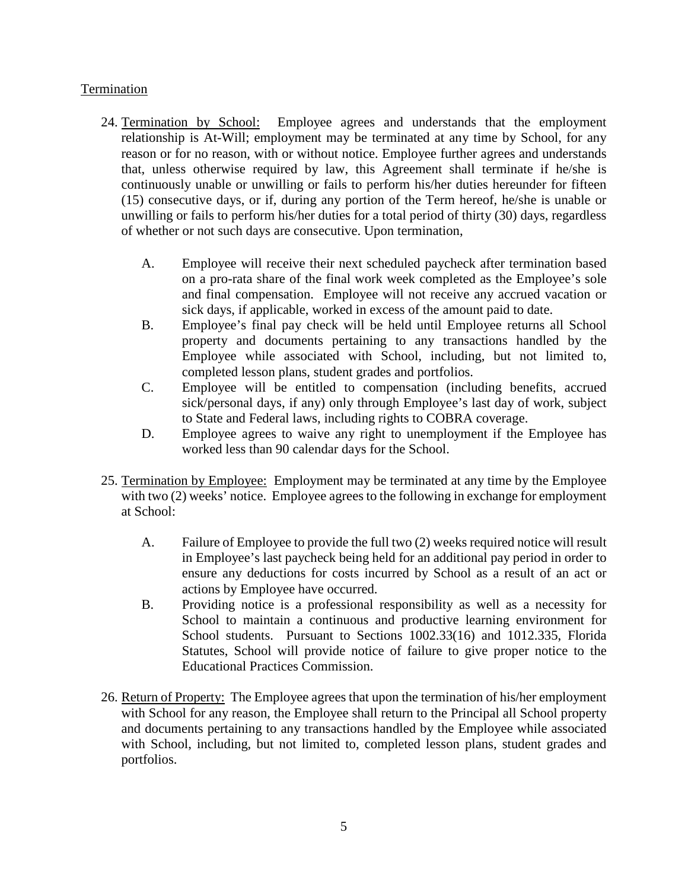## Termination

24. Termination by School: Employee agrees and understands that the employment relationship is At-Will; employment may be terminated at any time by School, for any reason or for no reason, with or without notice. Employee further agrees and understands that, unless otherwise required by law, this Agreement shall terminate if he/she is continuously unable or unwilling or fails to perform his/her duties hereunder for fifteen (15) consecutive days, or if, during any portion of the Term hereof, he/she is unable or unwilling or fails to perform his/her duties for a total period of thirty (30) days, regardless of whether or not such days are consecutive. Upon termination,

    A. Employee will receive their next scheduled paycheck after termination based on a pro-rata share of the final work week completed as the Employee's sole and final compensation. Employee will not receive any accrued vacation or sick days, if applicable, worked in excess of the amount paid to date.
    B. Employee's final pay check will be held until Employee returns all School property and documents pertaining to any transactions handled by the Employee while associated with School, including, but not limited to, completed lesson plans, student grades and portfolios.
    C. Employee will be entitled to compensation (including benefits, accrued sick/personal days, if any) only through Employee's last day of work, subject to State and Federal laws, including rights to COBRA coverage.
    D. Employee agrees to waive any right to unemployment if the Employee has worked less than 90 calendar days for the School.

25. Termination by Employee: Employment may be terminated at any time by the Employee with two (2) weeks' notice. Employee agrees to the following in exchange for employment at School:

    A. Failure of Employee to provide the full two (2) weeks required notice will result in Employee's last paycheck being held for an additional pay period in order to ensure any deductions for costs incurred by School as a result of an act or actions by Employee have occurred.
    B. Providing notice is a professional responsibility as well as a necessity for School to maintain a continuous and productive learning environment for School students. Pursuant to Sections 1002.33(16) and 1012.335, Florida Statutes, School will provide notice of failure to give proper notice to the Educational Practices Commission.

26. Return of Property: The Employee agrees that upon the termination of his/her employment with School for any reason, the Employee shall return to the Principal all School property and documents pertaining to any transactions handled by the Employee while associated with School, including, but not limited to, completed lesson plans, student grades and portfolios.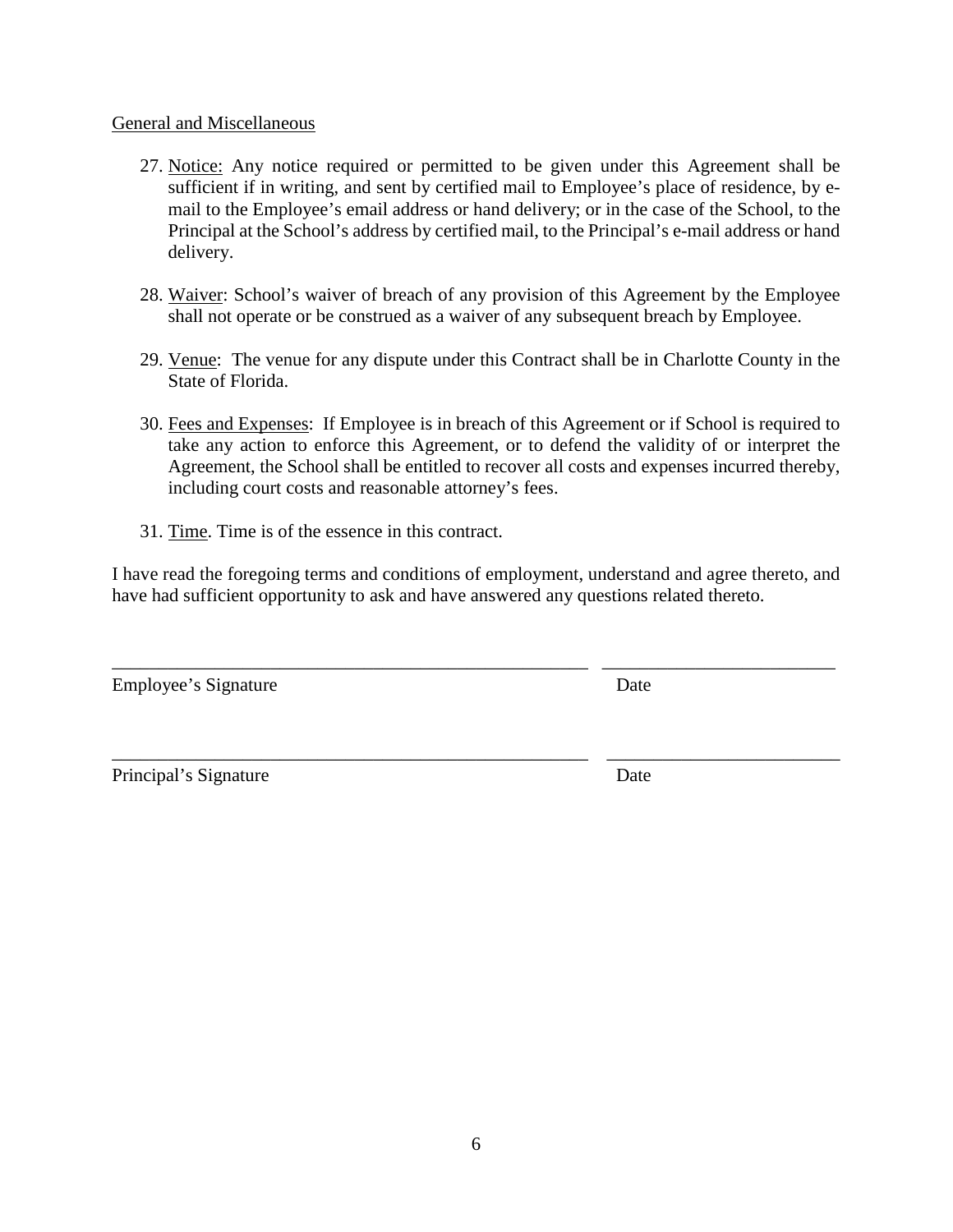General and Miscellaneous

27. Notice: Any notice required or permitted to be given under this Agreement shall be sufficient if in writing, and sent by certified mail to Employee's place of residence, by e-mail to the Employee's email address or hand delivery; or in the case of the School, to the Principal at the School's address by certified mail, to the Principal's e-mail address or hand delivery.

28. Waiver: School's waiver of breach of any provision of this Agreement by the Employee shall not operate or be construed as a waiver of any subsequent breach by Employee.

29. Venue: The venue for any dispute under this Contract shall be in Charlotte County in the State of Florida.

30. Fees and Expenses: If Employee is in breach of this Agreement or if School is required to take any action to enforce this Agreement, or to defend the validity of or interpret the Agreement, the School shall be entitled to recover all costs and expenses incurred thereby, including court costs and reasonable attorney's fees.

31. Time. Time is of the essence in this contract.

I have read the foregoing terms and conditions of employment, understand and agree thereto, and have had sufficient opportunity to ask and have answered any questions related thereto.

_______________________________________________ _____________________

Employee's Signature Date

_______________________________________________ _____________________

Principal's Signature Date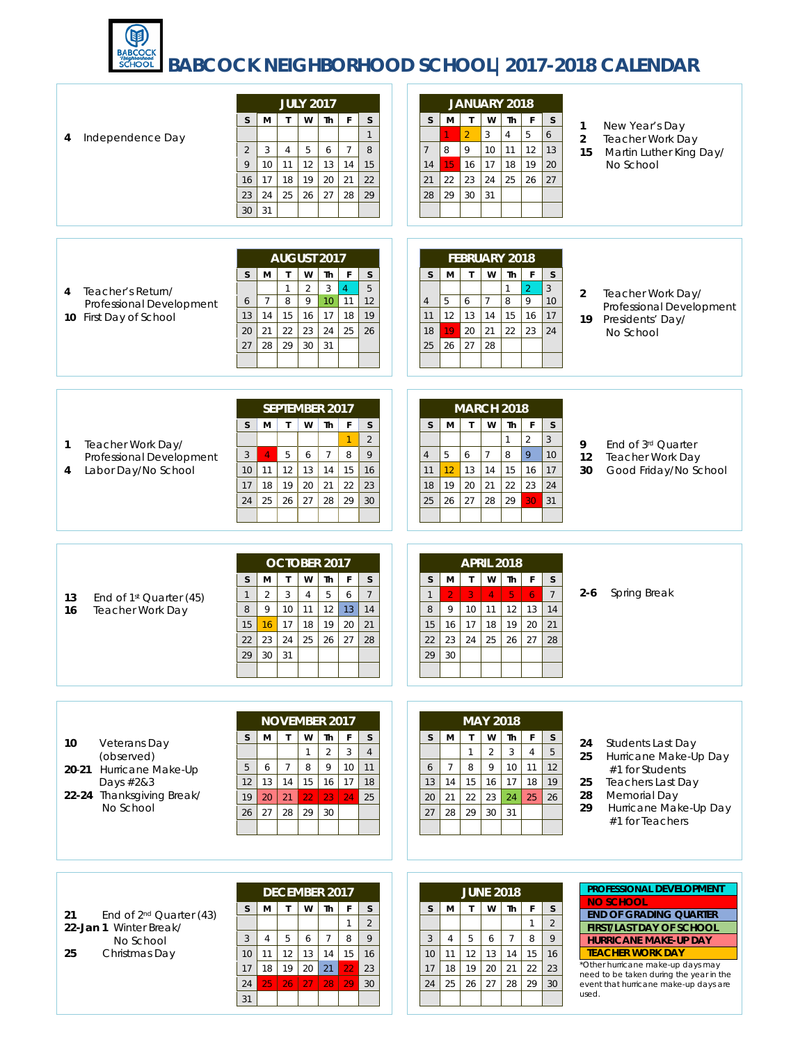# BABCOCK NEIGHBORHOOD SCHOOL| 2017-2018 CALENDAR

## JULY 2017

| S | M | T | W | Th | F | S |
|---|---|---|---|---|---|---|
| | | | | | | 1 |
| 2 | 3 | 4 | 5 | 6 | 7 | 8 |
| 9 | 10 | 11 | 12 | 13 | 14 | 15 |
| 16 | 17 | 18 | 19 | 20 | 21 | 22 |
| 23 | 24 | 25 | 26 | 27 | 28 | 29 |
| 30 | 31 | | | | | |

**4** Independence Day

## AUGUST 2017

| S | M | T | W | Th | F | S |
|---|---|---|---|---|---|---|
| | | 1 | 2 | 3 | 4 | 5 |
| 6 | 7 | 8 | 9 | 10 | 11 | 12 |
| 13 | 14 | 15 | 16 | 17 | 18 | 19 |
| 20 | 21 | 22 | 23 | 24 | 25 | 26 |
| 27 | 28 | 29 | 30 | 31 | | |

**4** Teacher's Return/ Professional Development
**10** First Day of School

## SEPTEMBER 2017

| S | M | T | W | Th | F | S |
|---|---|---|---|---|---|---|
| | | | | | 1 | 2 |
| 3 | 4 | 5 | 6 | 7 | 8 | 9 |
| 10 | 11 | 12 | 13 | 14 | 15 | 16 |
| 17 | 18 | 19 | 20 | 21 | 22 | 23 |
| 24 | 25 | 26 | 27 | 28 | 29 | 30 |

**1** Teacher Work Day/ Professional Development
**4** Labor Day/No School

## OCTOBER 2017

| S | M | T | W | Th | F | S |
|---|---|---|---|---|---|---|
| 1 | 2 | 3 | 4 | 5 | 6 | 7 |
| 8 | 9 | 10 | 11 | 12 | 13 | 14 |
| 15 | 16 | 17 | 18 | 19 | 20 | 21 |
| 22 | 23 | 24 | 25 | 26 | 27 | 28 |
| 29 | 30 | 31 | | | | |

**13** End of 1st Quarter (45)
**16** Teacher Work Day

## NOVEMBER 2017

| S | M | T | W | Th | F | S |
|---|---|---|---|---|---|---|
| | | | 1 | 2 | 3 | 4 |
| 5 | 6 | 7 | 8 | 9 | 10 | 11 |
| 12 | 13 | 14 | 15 | 16 | 17 | 18 |
| 19 | 20 | 21 | 22 | 23 | 24 | 25 |
| 26 | 27 | 28 | 29 | 30 | | |

**10** Veterans Day (observed)
**20-21** Hurricane Make-Up Days #2&3
**22-24** Thanksgiving Break/ No School

## DECEMBER 2017

| S | M | T | W | Th | F | S |
|---|---|---|---|---|---|---|
| | | | | | 1 | 2 |
| 3 | 4 | 5 | 6 | 7 | 8 | 9 |
| 10 | 11 | 12 | 13 | 14 | 15 | 16 |
| 17 | 18 | 19 | 20 | 21 | 22 | 23 |
| 24 | 25 | 26 | 27 | 28 | 29 | 30 |
| 31 | | | | | | |

**21** End of 2nd Quarter (43)
**22-Jan 1** Winter Break/ No School
**25** Christmas Day

## JANUARY 2018

| S | M | T | W | Th | F | S |
|---|---|---|---|---|---|---|
| | 1 | 2 | 3 | 4 | 5 | 6 |
| 7 | 8 | 9 | 10 | 11 | 12 | 13 |
| 14 | 15 | 16 | 17 | 18 | 19 | 20 |
| 21 | 22 | 23 | 24 | 25 | 26 | 27 |
| 28 | 29 | 30 | 31 | | | |

**1** New Year's Day
**2** Teacher Work Day
**15** Martin Luther King Day/ No School

## FEBRUARY 2018

| S | M | T | W | Th | F | S |
|---|---|---|---|---|---|---|
| | | | | 1 | 2 | 3 |
| 4 | 5 | 6 | 7 | 8 | 9 | 10 |
| 11 | 12 | 13 | 14 | 15 | 16 | 17 |
| 18 | 19 | 20 | 21 | 22 | 23 | 24 |
| 25 | 26 | 27 | 28 | | | |

**2** Teacher Work Day/ Professional Development
**19** Presidents' Day/ No School

## MARCH 2018

| S | M | T | W | Th | F | S |
|---|---|---|---|---|---|---|
| | | | | 1 | 2 | 3 |
| 4 | 5 | 6 | 7 | 8 | 9 | 10 |
| 11 | 12 | 13 | 14 | 15 | 16 | 17 |
| 18 | 19 | 20 | 21 | 22 | 23 | 24 |
| 25 | 26 | 27 | 28 | 29 | 30 | 31 |

**9** End of 3rd Quarter
**12** Teacher Work Day
**30** Good Friday/No School

## APRIL 2018

| S | M | T | W | Th | F | S |
|---|---|---|---|---|---|---|
| 1 | 2 | 3 | 4 | 5 | 6 | 7 |
| 8 | 9 | 10 | 11 | 12 | 13 | 14 |
| 15 | 16 | 17 | 18 | 19 | 20 | 21 |
| 22 | 23 | 24 | 25 | 26 | 27 | 28 |
| 29 | 30 | | | | | |

**2-6** Spring Break

## MAY 2018

| S | M | T | W | Th | F | S |
|---|---|---|---|---|---|---|
| | | 1 | 2 | 3 | 4 | 5 |
| 6 | 7 | 8 | 9 | 10 | 11 | 12 |
| 13 | 14 | 15 | 16 | 17 | 18 | 19 |
| 20 | 21 | 22 | 23 | 24 | 25 | 26 |
| 27 | 28 | 29 | 30 | 31 | | |

**24** Students Last Day
**25** Hurricane Make-Up Day #1 for Students
**25** Teachers Last Day
**28** Memorial Day
**29** Hurricane Make-Up Day #1 for Teachers

## JUNE 2018

| S | M | T | W | Th | F | S |
|---|---|---|---|---|---|---|
| | | | | | 1 | 2 |
| 3 | 4 | 5 | 6 | 7 | 8 | 9 |
| 10 | 11 | 12 | 13 | 14 | 15 | 16 |
| 17 | 18 | 19 | 20 | 21 | 22 | 23 |
| 24 | 25 | 26 | 27 | 28 | 29 | 30 |

**Legend:**
- PROFESSIONAL DEVELOPMENT
- NO SCHOOL
- END OF GRADING QUARTER
- FIRST/LAST DAY OF SCHOOL
- HURRICANE MAKE-UP DAY
- TEACHER WORK DAY

*Other hurricane make-up days may need to be taken during the year in the event that hurricane make-up days are used.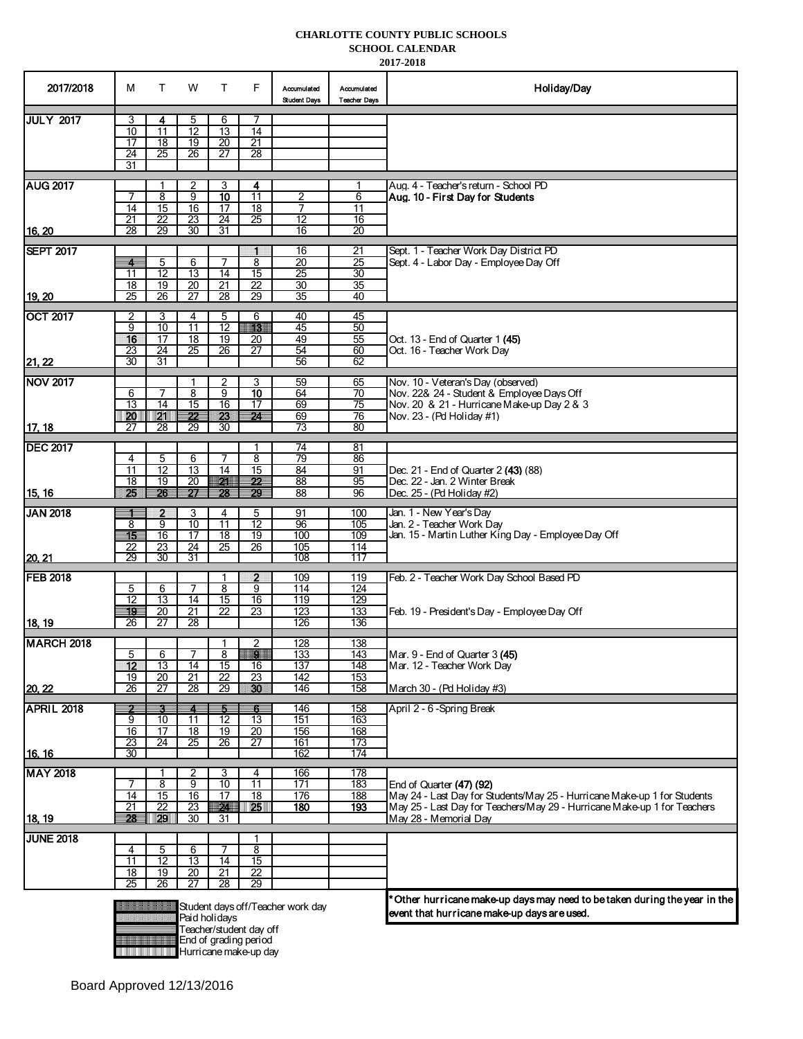**CHARLOTTE COUNTY PUBLIC SCHOOLS**
**SCHOOL CALENDAR**
**2017-2018**

| 2017/2018 | M | T | W | T | F | Accumulated Student Days | Accumulated Teacher Days | Holiday/Day |
|---|---|---|---|---|---|---|---|---|
| **JULY 2017** | 3 | 4 | 5 | 6 | 7 | | | |
| | 10 | 11 | 12 | 13 | 14 | | | |
| | 17 | 18 | 19 | 20 | 21 | | | |
| | 24 | 25 | 26 | 27 | 28 | | | |
| | 31 | | | | | | | |
| **AUG 2017** | | 1 | 2 | 3 | 4 | | 1 | Aug. 4 - Teacher's return - School PD |
| | 7 | 8 | 9 | 10 | 11 | 2 | 6 | **Aug. 10 - First Day for Students** |
| | 14 | 15 | 16 | 17 | 18 | 7 | 11 | |
| | 21 | 22 | 23 | 24 | 25 | 12 | 16 | |
| **16, 20** | 28 | 29 | 30 | 31 | | 16 | 20 | |
| **SEPT 2017** | | | | | 1 | 16 | 21 | Sept. 1 - Teacher Work Day District PD |
| | 4 | 5 | 6 | 7 | 8 | 20 | 25 | Sept. 4 - Labor Day - Employee Day Off |
| | 11 | 12 | 13 | 14 | 15 | 25 | 30 | |
| | 18 | 19 | 20 | 21 | 22 | 30 | 35 | |
| **19, 20** | 25 | 26 | 27 | 28 | 29 | 35 | 40 | |
| **OCT 2017** | 2 | 3 | 4 | 5 | 6 | 40 | 45 | |
| | 9 | 10 | 11 | 12 | 13 | 45 | 50 | |
| | 16 | 17 | 18 | 19 | 20 | 49 | 55 | Oct. 13 - End of Quarter 1 **(45)** |
| | 23 | 24 | 25 | 26 | 27 | 54 | 60 | Oct. 16 - Teacher Work Day |
| **21, 22** | 30 | 31 | | | | 56 | 62 | |
| **NOV 2017** | | | 1 | 2 | 3 | 59 | 65 | Nov. 10 - Veteran's Day (observed) |
| | 6 | 7 | 8 | 9 | 10 | 64 | 70 | Nov. 22& 24 - Student & Employee Days Off |
| | 13 | 14 | 15 | 16 | 17 | 69 | 75 | Nov. 20 & 21 - Hurricane Make-up Day 2 & 3 |
| | 20 | 21 | 22 | 23 | 24 | 69 | 76 | Nov. 23 - (Pd Holiday #1) |
| **17, 18** | 27 | 28 | 29 | 30 | | 73 | 80 | |
| **DEC 2017** | | | | | 1 | 74 | 81 | |
| | 4 | 5 | 6 | 7 | 8 | 79 | 86 | |
| | 11 | 12 | 13 | 14 | 15 | 84 | 91 | Dec. 21 - End of Quarter 2 **(43)** (88) |
| | 18 | 19 | 20 | 21 | 22 | 88 | 95 | Dec. 22 - Jan. 2 Winter Break |
| **15, 16** | 25 | 26 | 27 | 28 | 29 | 88 | 96 | Dec. 25 - (Pd Holiday #2) |
| **JAN 2018** | 1 | 2 | 3 | 4 | 5 | 91 | 100 | Jan. 1 - New Year's Day |
| | 8 | 9 | 10 | 11 | 12 | 96 | 105 | Jan. 2 - Teacher Work Day |
| | 15 | 16 | 17 | 18 | 19 | 100 | 109 | Jan. 15 - Martin Luther King Day - Employee Day Off |
| | 22 | 23 | 24 | 25 | 26 | 105 | 114 | |
| **20, 21** | 29 | 30 | 31 | | | 108 | 117 | |
| **FEB 2018** | | | | 1 | 2 | 109 | 119 | Feb. 2 - Teacher Work Day School Based PD |
| | 5 | 6 | 7 | 8 | 9 | 114 | 124 | |
| | 12 | 13 | 14 | 15 | 16 | 119 | 129 | |
| | 19 | 20 | 21 | 22 | 23 | 123 | 133 | Feb. 19 - President's Day - Employee Day Off |
| **18, 19** | 26 | 27 | 28 | | | 126 | 136 | |
| **MARCH 2018** | | | | 1 | 2 | 128 | 138 | |
| | 5 | 6 | 7 | 8 | 9 | 133 | 143 | Mar. 9 - End of Quarter 3 **(45)** |
| | 12 | 13 | 14 | 15 | 16 | 137 | 148 | Mar. 12 - Teacher Work Day |
| | 19 | 20 | 21 | 22 | 23 | 142 | 153 | |
| **20, 22** | 26 | 27 | 28 | 29 | 30 | 146 | 158 | March 30 - (Pd Holiday #3) |
| **APRIL 2018** | 2 | 3 | 4 | 5 | 6 | 146 | 158 | April 2 - 6 -Spring Break |
| | 9 | 10 | 11 | 12 | 13 | 151 | 163 | |
| | 16 | 17 | 18 | 19 | 20 | 156 | 168 | |
| | 23 | 24 | 25 | 26 | 27 | 161 | 173 | |
| **16, 16** | 30 | | | | | 162 | 174 | |
| **MAY 2018** | | 1 | 2 | 3 | 4 | 166 | 178 | |
| | 7 | 8 | 9 | 10 | 11 | 171 | 183 | End of Quarter **(47) (92)** |
| | 14 | 15 | 16 | 17 | 18 | 176 | 188 | May 24 - Last Day for Students/May 25 - Hurricane Make-up 1 for Students |
| | 21 | 22 | 23 | 24 | 25 | **180** | **193** | May 25 - Last Day for Teachers/May 29 - Hurricane Make-up 1 for Teachers |
| **18, 19** | 28 | 29 | 30 | 31 | | | | May 28 - Memorial Day |
| **JUNE 2018** | | | | | 1 | | | |
| | 4 | 5 | 6 | 7 | 8 | | | |
| | 11 | 12 | 13 | 14 | 15 | | | |
| | 18 | 19 | 20 | 21 | 22 | | | |
| | 25 | 26 | 27 | 28 | 29 | | | |

Legend:
- Student days off/Teacher work day
- Paid holidays
- Teacher/student day off
- End of grading period
- Hurricane make-up day

**\*Other hurricane make-up days may need to be taken during the year in the event that hurricane make-up days are used.**

Board Approved 12/13/2016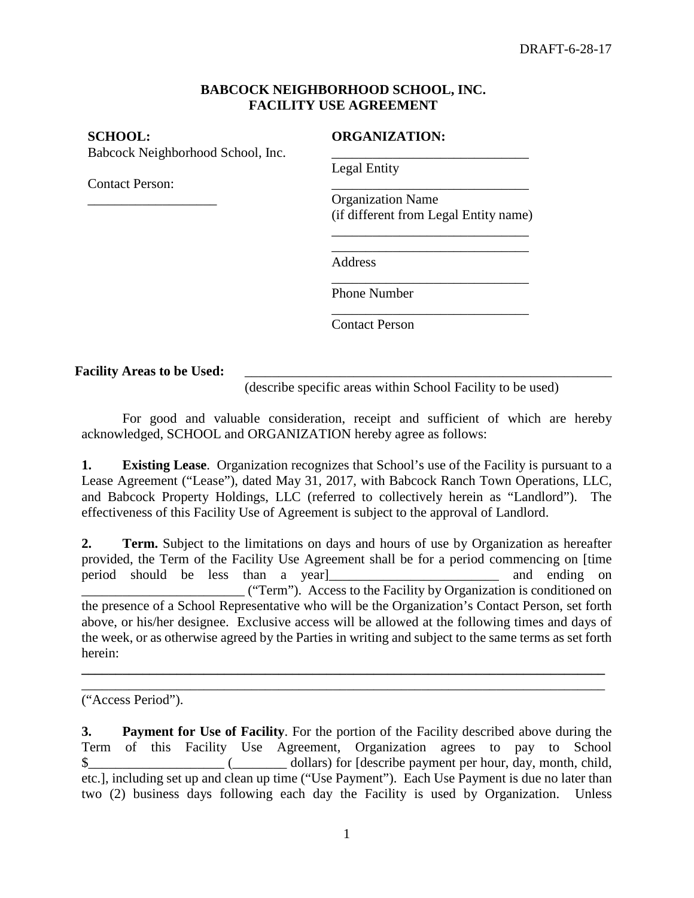DRAFT-6-28-17

**BABCOCK NEIGHBORHOOD SCHOOL, INC.**
**FACILITY USE AGREEMENT**

**SCHOOL:**
Babcock Neighborhood School, Inc.

Contact Person:
___________________

**ORGANIZATION:**
_____________________________
Legal Entity
_____________________________
Organization Name
(if different from Legal Entity name)
_____________________________
_____________________________
Address
_____________________________
Phone Number
_____________________________
Contact Person

**Facility Areas to be Used:** ________________________________________________________
(describe specific areas within School Facility to be used)

For good and valuable consideration, receipt and sufficient of which are hereby acknowledged, SCHOOL and ORGANIZATION hereby agree as follows:

**1. Existing Lease**. Organization recognizes that School's use of the Facility is pursuant to a Lease Agreement ("Lease"), dated May 31, 2017, with Babcock Ranch Town Operations, LLC, and Babcock Property Holdings, LLC (referred to collectively herein as "Landlord"). The effectiveness of this Facility Use of Agreement is subject to the approval of Landlord.

**2. Term.** Subject to the limitations on days and hours of use by Organization as hereafter provided, the Term of the Facility Use Agreement shall be for a period commencing on [time period should be less than a year]_________________________ and ending on ________________________ ("Term"). Access to the Facility by Organization is conditioned on the presence of a School Representative who will be the Organization's Contact Person, set forth above, or his/her designee. Exclusive access will be allowed at the following times and days of the week, or as otherwise agreed by the Parties in writing and subject to the same terms as set forth herein:
_____________________________________________________________________________
_____________________________________________________________________________
("Access Period").

**3. Payment for Use of Facility**. For the portion of the Facility described above during the Term of this Facility Use Agreement, Organization agrees to pay to School $___________________ (________ dollars) for [describe payment per hour, day, month, child, etc.], including set up and clean up time ("Use Payment"). Each Use Payment is due no later than two (2) business days following each day the Facility is used by Organization. Unless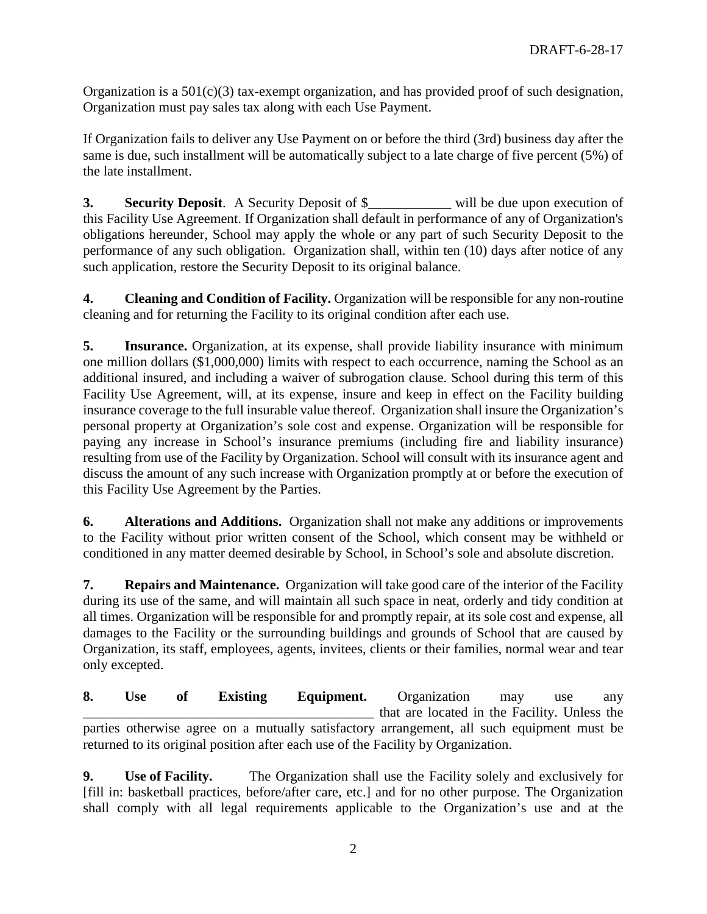Organization is a 501(c)(3) tax-exempt organization, and has provided proof of such designation, Organization must pay sales tax along with each Use Payment.

If Organization fails to deliver any Use Payment on or before the third (3rd) business day after the same is due, such installment will be automatically subject to a late charge of five percent (5%) of the late installment.

**3. Security Deposit**. A Security Deposit of $____________ will be due upon execution of this Facility Use Agreement. If Organization shall default in performance of any of Organization's obligations hereunder, School may apply the whole or any part of such Security Deposit to the performance of any such obligation. Organization shall, within ten (10) days after notice of any such application, restore the Security Deposit to its original balance.

**4. Cleaning and Condition of Facility.** Organization will be responsible for any non-routine cleaning and for returning the Facility to its original condition after each use.

**5. Insurance.** Organization, at its expense, shall provide liability insurance with minimum one million dollars ($1,000,000) limits with respect to each occurrence, naming the School as an additional insured, and including a waiver of subrogation clause. School during this term of this Facility Use Agreement, will, at its expense, insure and keep in effect on the Facility building insurance coverage to the full insurable value thereof. Organization shall insure the Organization's personal property at Organization's sole cost and expense. Organization will be responsible for paying any increase in School's insurance premiums (including fire and liability insurance) resulting from use of the Facility by Organization. School will consult with its insurance agent and discuss the amount of any such increase with Organization promptly at or before the execution of this Facility Use Agreement by the Parties.

**6. Alterations and Additions.** Organization shall not make any additions or improvements to the Facility without prior written consent of the School, which consent may be withheld or conditioned in any matter deemed desirable by School, in School's sole and absolute discretion.

**7. Repairs and Maintenance.** Organization will take good care of the interior of the Facility during its use of the same, and will maintain all such space in neat, orderly and tidy condition at all times. Organization will be responsible for and promptly repair, at its sole cost and expense, all damages to the Facility or the surrounding buildings and grounds of School that are caused by Organization, its staff, employees, agents, invitees, clients or their families, normal wear and tear only excepted.

**8. Use of Existing Equipment.** Organization may use any __________________________________________ that are located in the Facility. Unless the parties otherwise agree on a mutually satisfactory arrangement, all such equipment must be returned to its original position after each use of the Facility by Organization.

**9. Use of Facility.** The Organization shall use the Facility solely and exclusively for [fill in: basketball practices, before/after care, etc.] and for no other purpose. The Organization shall comply with all legal requirements applicable to the Organization's use and at the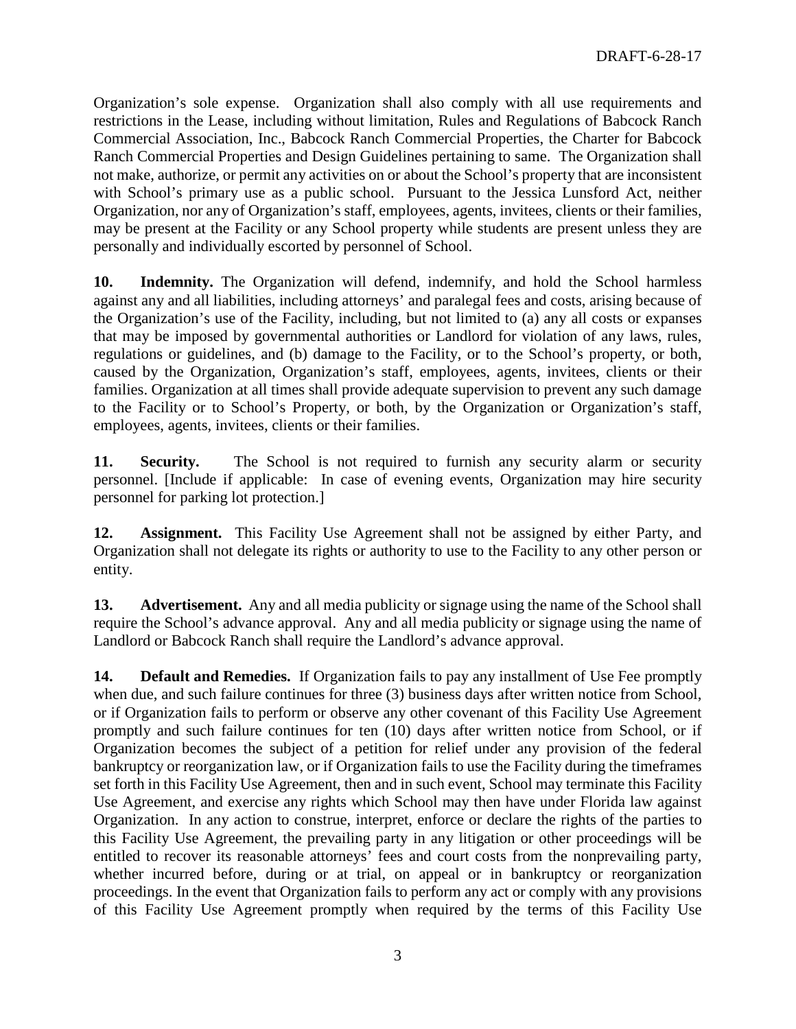Organization's sole expense. Organization shall also comply with all use requirements and restrictions in the Lease, including without limitation, Rules and Regulations of Babcock Ranch Commercial Association, Inc., Babcock Ranch Commercial Properties, the Charter for Babcock Ranch Commercial Properties and Design Guidelines pertaining to same. The Organization shall not make, authorize, or permit any activities on or about the School's property that are inconsistent with School's primary use as a public school. Pursuant to the Jessica Lunsford Act, neither Organization, nor any of Organization's staff, employees, agents, invitees, clients or their families, may be present at the Facility or any School property while students are present unless they are personally and individually escorted by personnel of School.

**10. Indemnity.** The Organization will defend, indemnify, and hold the School harmless against any and all liabilities, including attorneys' and paralegal fees and costs, arising because of the Organization's use of the Facility, including, but not limited to (a) any all costs or expanses that may be imposed by governmental authorities or Landlord for violation of any laws, rules, regulations or guidelines, and (b) damage to the Facility, or to the School's property, or both, caused by the Organization, Organization's staff, employees, agents, invitees, clients or their families. Organization at all times shall provide adequate supervision to prevent any such damage to the Facility or to School's Property, or both, by the Organization or Organization's staff, employees, agents, invitees, clients or their families.

**11. Security.** The School is not required to furnish any security alarm or security personnel. [Include if applicable: In case of evening events, Organization may hire security personnel for parking lot protection.]

**12. Assignment.** This Facility Use Agreement shall not be assigned by either Party, and Organization shall not delegate its rights or authority to use to the Facility to any other person or entity.

**13. Advertisement.** Any and all media publicity or signage using the name of the School shall require the School's advance approval. Any and all media publicity or signage using the name of Landlord or Babcock Ranch shall require the Landlord's advance approval.

**14. Default and Remedies.** If Organization fails to pay any installment of Use Fee promptly when due, and such failure continues for three (3) business days after written notice from School, or if Organization fails to perform or observe any other covenant of this Facility Use Agreement promptly and such failure continues for ten (10) days after written notice from School, or if Organization becomes the subject of a petition for relief under any provision of the federal bankruptcy or reorganization law, or if Organization fails to use the Facility during the timeframes set forth in this Facility Use Agreement, then and in such event, School may terminate this Facility Use Agreement, and exercise any rights which School may then have under Florida law against Organization. In any action to construe, interpret, enforce or declare the rights of the parties to this Facility Use Agreement, the prevailing party in any litigation or other proceedings will be entitled to recover its reasonable attorneys' fees and court costs from the nonprevailing party, whether incurred before, during or at trial, on appeal or in bankruptcy or reorganization proceedings. In the event that Organization fails to perform any act or comply with any provisions of this Facility Use Agreement promptly when required by the terms of this Facility Use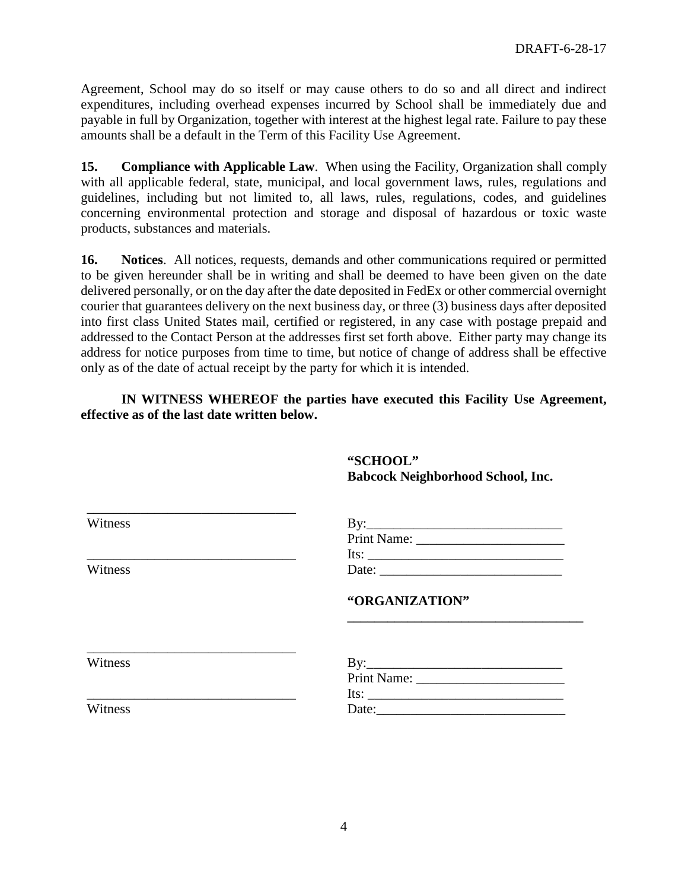Agreement, School may do so itself or may cause others to do so and all direct and indirect expenditures, including overhead expenses incurred by School shall be immediately due and payable in full by Organization, together with interest at the highest legal rate. Failure to pay these amounts shall be a default in the Term of this Facility Use Agreement.

**15. Compliance with Applicable Law**. When using the Facility, Organization shall comply with all applicable federal, state, municipal, and local government laws, rules, regulations and guidelines, including but not limited to, all laws, rules, regulations, codes, and guidelines concerning environmental protection and storage and disposal of hazardous or toxic waste products, substances and materials.

**16. Notices**. All notices, requests, demands and other communications required or permitted to be given hereunder shall be in writing and shall be deemed to have been given on the date delivered personally, or on the day after the date deposited in FedEx or other commercial overnight courier that guarantees delivery on the next business day, or three (3) business days after deposited into first class United States mail, certified or registered, in any case with postage prepaid and addressed to the Contact Person at the addresses first set forth above. Either party may change its address for notice purposes from time to time, but notice of change of address shall be effective only as of the date of actual receipt by the party for which it is intended.

**IN WITNESS WHEREOF the parties have executed this Facility Use Agreement, effective as of the last date written below.**

**"SCHOOL"**
**Babcock Neighborhood School, Inc.**

| | |
|---|---|
| _______________________________ Witness | By:_____________________________ |
| | Print Name: ______________________ |
| _______________________________ Witness | Its: _____________________________ |
| | Date: ___________________________ |

**"ORGANIZATION"**
**___________________________________**

| | |
|---|---|
| _______________________________ Witness | By:_____________________________ |
| | Print Name: ______________________ |
| _______________________________ Witness | Its: _____________________________ |
| | Date:____________________________ |